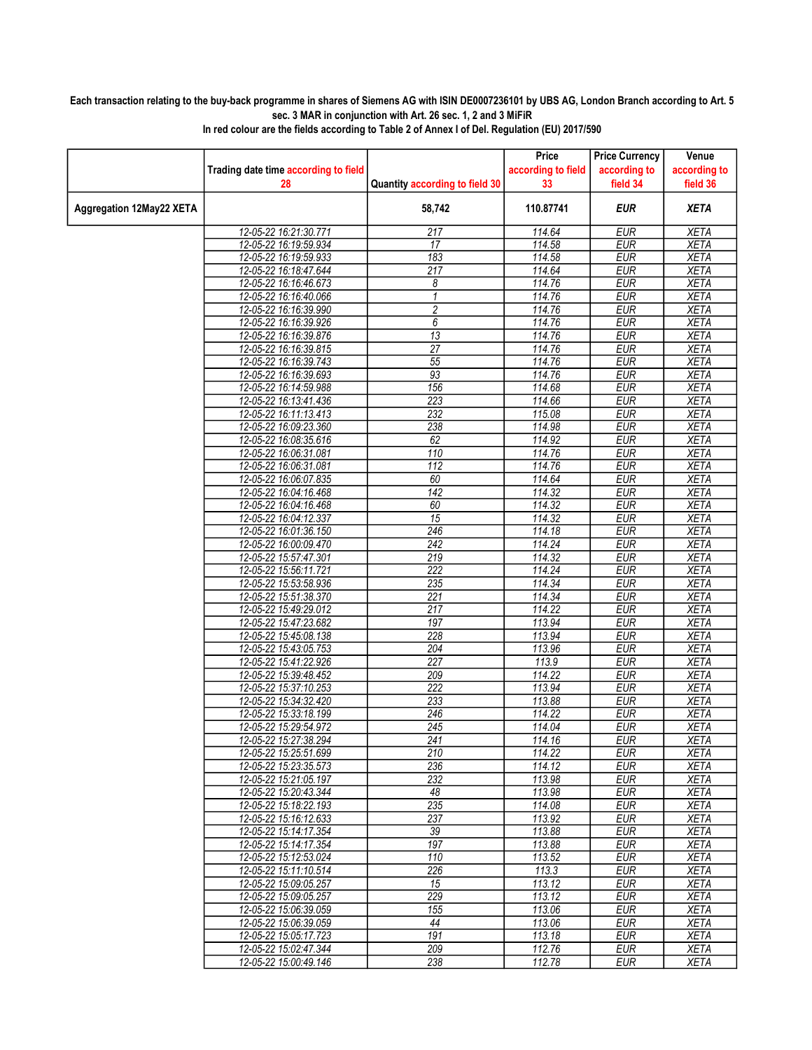**Each transaction relating to the buy-back programme in shares of Siemens AG with ISIN DE0007236101 by UBS AG, London Branch according to Art. 5 sec. 3 MAR in conjunction with Art. 26 sec. 1, 2 and 3 MiFiR**

**In red colour are the fields according to Table 2 of Annex I of Del. Regulation (EU) 2017/590**

| | Trading date time according to field 28 | Quantity according to field 30 | Price according to field 33 | Price Currency according to field 34 | Venue according to field 36 |
|---|---|---|---|---|---|
| **Aggregation 12May22 XETA** | | **58,742** | **110.87741** | ***EUR*** | ***XETA*** |
| | 12-05-22 16:21:30.771 | 217 | 114.64 | EUR | XETA |
| | 12-05-22 16:19:59.934 | 17 | 114.58 | EUR | XETA |
| | 12-05-22 16:19:59.933 | 183 | 114.58 | EUR | XETA |
| | 12-05-22 16:18:47.644 | 217 | 114.64 | EUR | XETA |
| | 12-05-22 16:16:46.673 | 8 | 114.76 | EUR | XETA |
| | 12-05-22 16:16:40.066 | 1 | 114.76 | EUR | XETA |
| | 12-05-22 16:16:39.990 | 2 | 114.76 | EUR | XETA |
| | 12-05-22 16:16:39.926 | 6 | 114.76 | EUR | XETA |
| | 12-05-22 16:16:39.876 | 13 | 114.76 | EUR | XETA |
| | 12-05-22 16:16:39.815 | 27 | 114.76 | EUR | XETA |
| | 12-05-22 16:16:39.743 | 55 | 114.76 | EUR | XETA |
| | 12-05-22 16:16:39.693 | 93 | 114.76 | EUR | XETA |
| | 12-05-22 16:14:59.988 | 156 | 114.68 | EUR | XETA |
| | 12-05-22 16:13:41.436 | 223 | 114.66 | EUR | XETA |
| | 12-05-22 16:11:13.413 | 232 | 115.08 | EUR | XETA |
| | 12-05-22 16:09:23.360 | 238 | 114.98 | EUR | XETA |
| | 12-05-22 16:08:35.616 | 62 | 114.92 | EUR | XETA |
| | 12-05-22 16:06:31.081 | 110 | 114.76 | EUR | XETA |
| | 12-05-22 16:06:31.081 | 112 | 114.76 | EUR | XETA |
| | 12-05-22 16:06:07.835 | 60 | 114.64 | EUR | XETA |
| | 12-05-22 16:04:16.468 | 142 | 114.32 | EUR | XETA |
| | 12-05-22 16:04:16.468 | 60 | 114.32 | EUR | XETA |
| | 12-05-22 16:04:12.337 | 15 | 114.32 | EUR | XETA |
| | 12-05-22 16:01:36.150 | 246 | 114.18 | EUR | XETA |
| | 12-05-22 16:00:09.470 | 242 | 114.24 | EUR | XETA |
| | 12-05-22 15:57:47.301 | 219 | 114.32 | EUR | XETA |
| | 12-05-22 15:56:11.721 | 222 | 114.24 | EUR | XETA |
| | 12-05-22 15:53:58.936 | 235 | 114.34 | EUR | XETA |
| | 12-05-22 15:51:38.370 | 221 | 114.34 | EUR | XETA |
| | 12-05-22 15:49:29.012 | 217 | 114.22 | EUR | XETA |
| | 12-05-22 15:47:23.682 | 197 | 113.94 | EUR | XETA |
| | 12-05-22 15:45:08.138 | 228 | 113.94 | EUR | XETA |
| | 12-05-22 15:43:05.753 | 204 | 113.96 | EUR | XETA |
| | 12-05-22 15:41:22.926 | 227 | 113.9 | EUR | XETA |
| | 12-05-22 15:39:48.452 | 209 | 114.22 | EUR | XETA |
| | 12-05-22 15:37:10.253 | 222 | 113.94 | EUR | XETA |
| | 12-05-22 15:34:32.420 | 233 | 113.88 | EUR | XETA |
| | 12-05-22 15:33:18.199 | 246 | 114.22 | EUR | XETA |
| | 12-05-22 15:29:54.972 | 245 | 114.04 | EUR | XETA |
| | 12-05-22 15:27:38.294 | 241 | 114.16 | EUR | XETA |
| | 12-05-22 15:25:51.699 | 210 | 114.22 | EUR | XETA |
| | 12-05-22 15:23:35.573 | 236 | 114.12 | EUR | XETA |
| | 12-05-22 15:21:05.197 | 232 | 113.98 | EUR | XETA |
| | 12-05-22 15:20:43.344 | 48 | 113.98 | EUR | XETA |
| | 12-05-22 15:18:22.193 | 235 | 114.08 | EUR | XETA |
| | 12-05-22 15:16:12.633 | 237 | 113.92 | EUR | XETA |
| | 12-05-22 15:14:17.354 | 39 | 113.88 | EUR | XETA |
| | 12-05-22 15:14:17.354 | 197 | 113.88 | EUR | XETA |
| | 12-05-22 15:12:53.024 | 110 | 113.52 | EUR | XETA |
| | 12-05-22 15:11:10.514 | 226 | 113.3 | EUR | XETA |
| | 12-05-22 15:09:05.257 | 15 | 113.12 | EUR | XETA |
| | 12-05-22 15:09:05.257 | 229 | 113.12 | EUR | XETA |
| | 12-05-22 15:06:39.059 | 155 | 113.06 | EUR | XETA |
| | 12-05-22 15:06:39.059 | 44 | 113.06 | EUR | XETA |
| | 12-05-22 15:05:17.723 | 191 | 113.18 | EUR | XETA |
| | 12-05-22 15:02:47.344 | 209 | 112.76 | EUR | XETA |
| | 12-05-22 15:00:49.146 | 238 | 112.78 | EUR | XETA |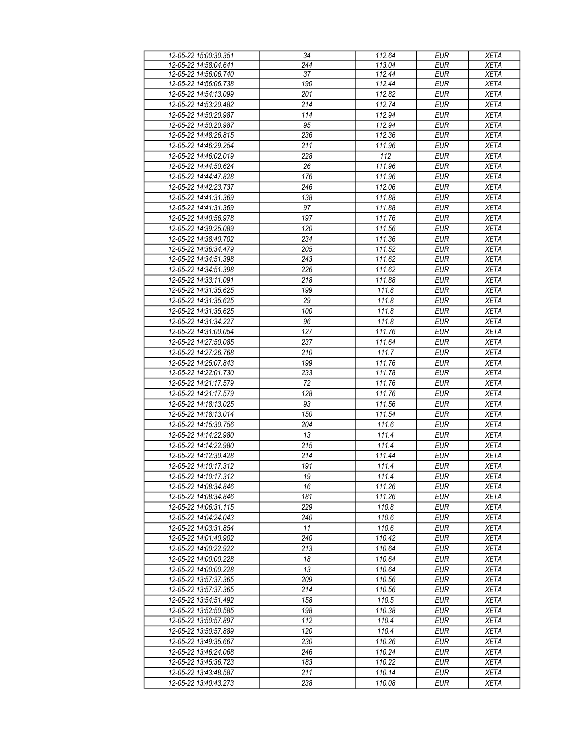| 12-05-22 15:00:30.351 | 34 | 112.64 | EUR | XETA |
|---|---|---|---|---|
| 12-05-22 14:58:04.641 | 244 | 113.04 | EUR | XETA |
| 12-05-22 14:56:06.740 | 37 | 112.44 | EUR | XETA |
| 12-05-22 14:56:06.738 | 190 | 112.44 | EUR | XETA |
| 12-05-22 14:54:13.099 | 201 | 112.82 | EUR | XETA |
| 12-05-22 14:53:20.482 | 214 | 112.74 | EUR | XETA |
| 12-05-22 14:50:20.987 | 114 | 112.94 | EUR | XETA |
| 12-05-22 14:50:20.987 | 95 | 112.94 | EUR | XETA |
| 12-05-22 14:48:26.815 | 236 | 112.36 | EUR | XETA |
| 12-05-22 14:46:29.254 | 211 | 111.96 | EUR | XETA |
| 12-05-22 14:46:02.019 | 228 | 112 | EUR | XETA |
| 12-05-22 14:44:50.624 | 26 | 111.96 | EUR | XETA |
| 12-05-22 14:44:47.828 | 176 | 111.96 | EUR | XETA |
| 12-05-22 14:42:23.737 | 246 | 112.06 | EUR | XETA |
| 12-05-22 14:41:31.369 | 138 | 111.88 | EUR | XETA |
| 12-05-22 14:41:31.369 | 97 | 111.88 | EUR | XETA |
| 12-05-22 14:40:56.978 | 197 | 111.76 | EUR | XETA |
| 12-05-22 14:39:25.089 | 120 | 111.56 | EUR | XETA |
| 12-05-22 14:38:40.702 | 234 | 111.36 | EUR | XETA |
| 12-05-22 14:36:34.479 | 205 | 111.52 | EUR | XETA |
| 12-05-22 14:34:51.398 | 243 | 111.62 | EUR | XETA |
| 12-05-22 14:34:51.398 | 226 | 111.62 | EUR | XETA |
| 12-05-22 14:33:11.091 | 218 | 111.88 | EUR | XETA |
| 12-05-22 14:31:35.625 | 199 | 111.8 | EUR | XETA |
| 12-05-22 14:31:35.625 | 29 | 111.8 | EUR | XETA |
| 12-05-22 14:31:35.625 | 100 | 111.8 | EUR | XETA |
| 12-05-22 14:31:34.227 | 96 | 111.8 | EUR | XETA |
| 12-05-22 14:31:00.054 | 127 | 111.76 | EUR | XETA |
| 12-05-22 14:27:50.085 | 237 | 111.64 | EUR | XETA |
| 12-05-22 14:27:26.768 | 210 | 111.7 | EUR | XETA |
| 12-05-22 14:25:07.843 | 199 | 111.76 | EUR | XETA |
| 12-05-22 14:22:01.730 | 233 | 111.78 | EUR | XETA |
| 12-05-22 14:21:17.579 | 72 | 111.76 | EUR | XETA |
| 12-05-22 14:21:17.579 | 128 | 111.76 | EUR | XETA |
| 12-05-22 14:18:13.025 | 93 | 111.56 | EUR | XETA |
| 12-05-22 14:18:13.014 | 150 | 111.54 | EUR | XETA |
| 12-05-22 14:15:30.756 | 204 | 111.6 | EUR | XETA |
| 12-05-22 14:14:22.980 | 13 | 111.4 | EUR | XETA |
| 12-05-22 14:14:22.980 | 215 | 111.4 | EUR | XETA |
| 12-05-22 14:12:30.428 | 214 | 111.44 | EUR | XETA |
| 12-05-22 14:10:17.312 | 191 | 111.4 | EUR | XETA |
| 12-05-22 14:10:17.312 | 19 | 111.4 | EUR | XETA |
| 12-05-22 14:08:34.846 | 16 | 111.26 | EUR | XETA |
| 12-05-22 14:08:34.846 | 181 | 111.26 | EUR | XETA |
| 12-05-22 14:06:31.115 | 229 | 110.8 | EUR | XETA |
| 12-05-22 14:04:24.043 | 240 | 110.6 | EUR | XETA |
| 12-05-22 14:03:31.854 | 11 | 110.6 | EUR | XETA |
| 12-05-22 14:01:40.902 | 240 | 110.42 | EUR | XETA |
| 12-05-22 14:00:22.922 | 213 | 110.64 | EUR | XETA |
| 12-05-22 14:00:00.228 | 18 | 110.64 | EUR | XETA |
| 12-05-22 14:00:00.228 | 13 | 110.64 | EUR | XETA |
| 12-05-22 13:57:37.365 | 209 | 110.56 | EUR | XETA |
| 12-05-22 13:57:37.365 | 214 | 110.56 | EUR | XETA |
| 12-05-22 13:54:51.492 | 158 | 110.5 | EUR | XETA |
| 12-05-22 13:52:50.585 | 198 | 110.38 | EUR | XETA |
| 12-05-22 13:50:57.897 | 112 | 110.4 | EUR | XETA |
| 12-05-22 13:50:57.889 | 120 | 110.4 | EUR | XETA |
| 12-05-22 13:49:35.667 | 230 | 110.26 | EUR | XETA |
| 12-05-22 13:46:24.068 | 246 | 110.24 | EUR | XETA |
| 12-05-22 13:45:36.723 | 183 | 110.22 | EUR | XETA |
| 12-05-22 13:43:48.587 | 211 | 110.14 | EUR | XETA |
| 12-05-22 13:40:43.273 | 238 | 110.08 | EUR | XETA |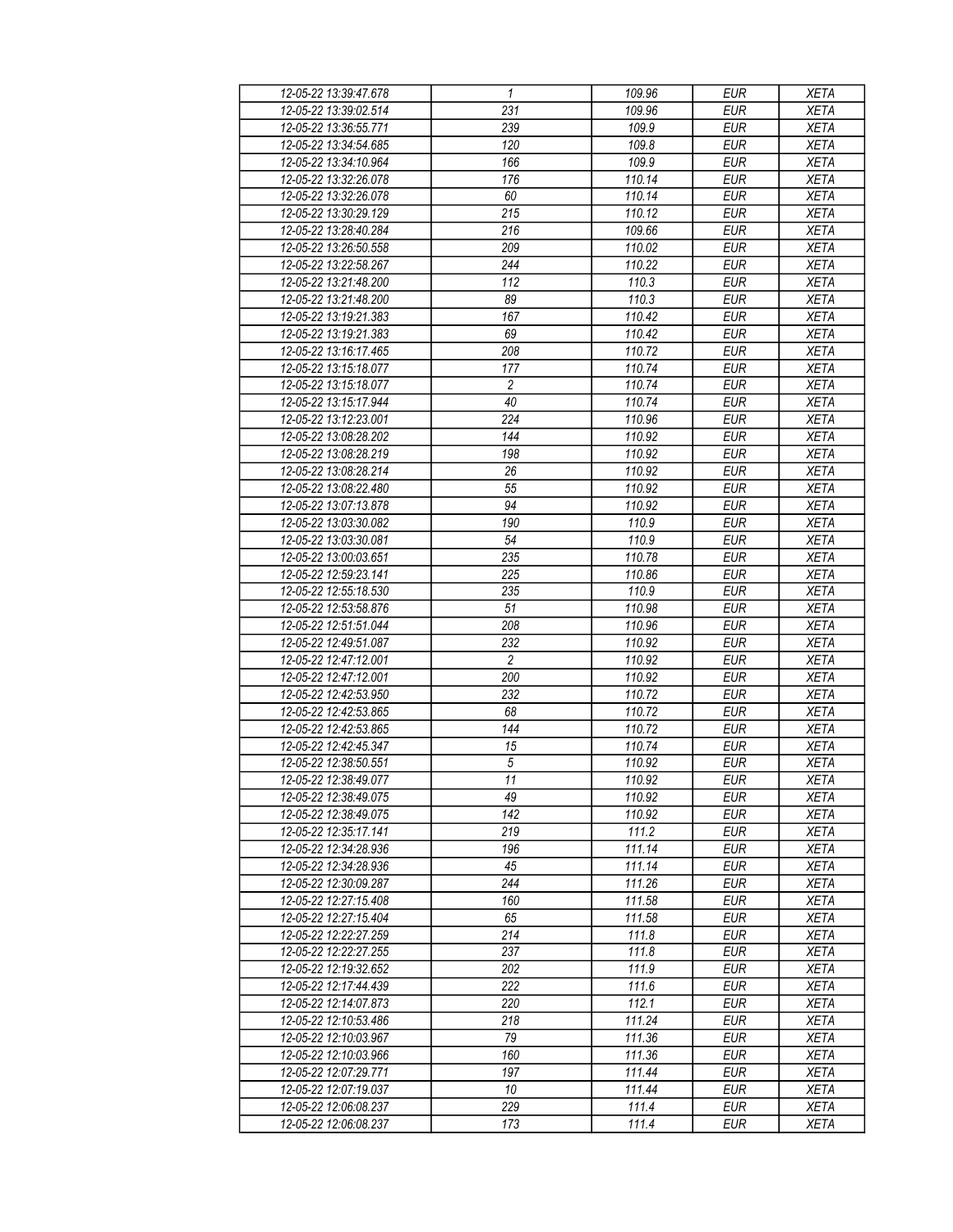| 12-05-22 13:39:47.678 | 1 | 109.96 | EUR | XETA |
|---|---|---|---|---|
| 12-05-22 13:39:02.514 | 231 | 109.96 | EUR | XETA |
| 12-05-22 13:36:55.771 | 239 | 109.9 | EUR | XETA |
| 12-05-22 13:34:54.685 | 120 | 109.8 | EUR | XETA |
| 12-05-22 13:34:10.964 | 166 | 109.9 | EUR | XETA |
| 12-05-22 13:32:26.078 | 176 | 110.14 | EUR | XETA |
| 12-05-22 13:32:26.078 | 60 | 110.14 | EUR | XETA |
| 12-05-22 13:30:29.129 | 215 | 110.12 | EUR | XETA |
| 12-05-22 13:28:40.284 | 216 | 109.66 | EUR | XETA |
| 12-05-22 13:26:50.558 | 209 | 110.02 | EUR | XETA |
| 12-05-22 13:22:58.267 | 244 | 110.22 | EUR | XETA |
| 12-05-22 13:21:48.200 | 112 | 110.3 | EUR | XETA |
| 12-05-22 13:21:48.200 | 89 | 110.3 | EUR | XETA |
| 12-05-22 13:19:21.383 | 167 | 110.42 | EUR | XETA |
| 12-05-22 13:19:21.383 | 69 | 110.42 | EUR | XETA |
| 12-05-22 13:16:17.465 | 208 | 110.72 | EUR | XETA |
| 12-05-22 13:15:18.077 | 177 | 110.74 | EUR | XETA |
| 12-05-22 13:15:18.077 | 2 | 110.74 | EUR | XETA |
| 12-05-22 13:15:17.944 | 40 | 110.74 | EUR | XETA |
| 12-05-22 13:12:23.001 | 224 | 110.96 | EUR | XETA |
| 12-05-22 13:08:28.202 | 144 | 110.92 | EUR | XETA |
| 12-05-22 13:08:28.219 | 198 | 110.92 | EUR | XETA |
| 12-05-22 13:08:28.214 | 26 | 110.92 | EUR | XETA |
| 12-05-22 13:08:22.480 | 55 | 110.92 | EUR | XETA |
| 12-05-22 13:07:13.878 | 94 | 110.92 | EUR | XETA |
| 12-05-22 13:03:30.082 | 190 | 110.9 | EUR | XETA |
| 12-05-22 13:03:30.081 | 54 | 110.9 | EUR | XETA |
| 12-05-22 13:00:03.651 | 235 | 110.78 | EUR | XETA |
| 12-05-22 12:59:23.141 | 225 | 110.86 | EUR | XETA |
| 12-05-22 12:55:18.530 | 235 | 110.9 | EUR | XETA |
| 12-05-22 12:53:58.876 | 51 | 110.98 | EUR | XETA |
| 12-05-22 12:51:51.044 | 208 | 110.96 | EUR | XETA |
| 12-05-22 12:49:51.087 | 232 | 110.92 | EUR | XETA |
| 12-05-22 12:47:12.001 | 2 | 110.92 | EUR | XETA |
| 12-05-22 12:47:12.001 | 200 | 110.92 | EUR | XETA |
| 12-05-22 12:42:53.950 | 232 | 110.72 | EUR | XETA |
| 12-05-22 12:42:53.865 | 68 | 110.72 | EUR | XETA |
| 12-05-22 12:42:53.865 | 144 | 110.72 | EUR | XETA |
| 12-05-22 12:42:45.347 | 15 | 110.74 | EUR | XETA |
| 12-05-22 12:38:50.551 | 5 | 110.92 | EUR | XETA |
| 12-05-22 12:38:49.077 | 11 | 110.92 | EUR | XETA |
| 12-05-22 12:38:49.075 | 49 | 110.92 | EUR | XETA |
| 12-05-22 12:38:49.075 | 142 | 110.92 | EUR | XETA |
| 12-05-22 12:35:17.141 | 219 | 111.2 | EUR | XETA |
| 12-05-22 12:34:28.936 | 196 | 111.14 | EUR | XETA |
| 12-05-22 12:34:28.936 | 45 | 111.14 | EUR | XETA |
| 12-05-22 12:30:09.287 | 244 | 111.26 | EUR | XETA |
| 12-05-22 12:27:15.408 | 160 | 111.58 | EUR | XETA |
| 12-05-22 12:27:15.404 | 65 | 111.58 | EUR | XETA |
| 12-05-22 12:22:27.259 | 214 | 111.8 | EUR | XETA |
| 12-05-22 12:22:27.255 | 237 | 111.8 | EUR | XETA |
| 12-05-22 12:19:32.652 | 202 | 111.9 | EUR | XETA |
| 12-05-22 12:17:44.439 | 222 | 111.6 | EUR | XETA |
| 12-05-22 12:14:07.873 | 220 | 112.1 | EUR | XETA |
| 12-05-22 12:10:53.486 | 218 | 111.24 | EUR | XETA |
| 12-05-22 12:10:03.967 | 79 | 111.36 | EUR | XETA |
| 12-05-22 12:10:03.966 | 160 | 111.36 | EUR | XETA |
| 12-05-22 12:07:29.771 | 197 | 111.44 | EUR | XETA |
| 12-05-22 12:07:19.037 | 10 | 111.44 | EUR | XETA |
| 12-05-22 12:06:08.237 | 229 | 111.4 | EUR | XETA |
| 12-05-22 12:06:08.237 | 173 | 111.4 | EUR | XETA |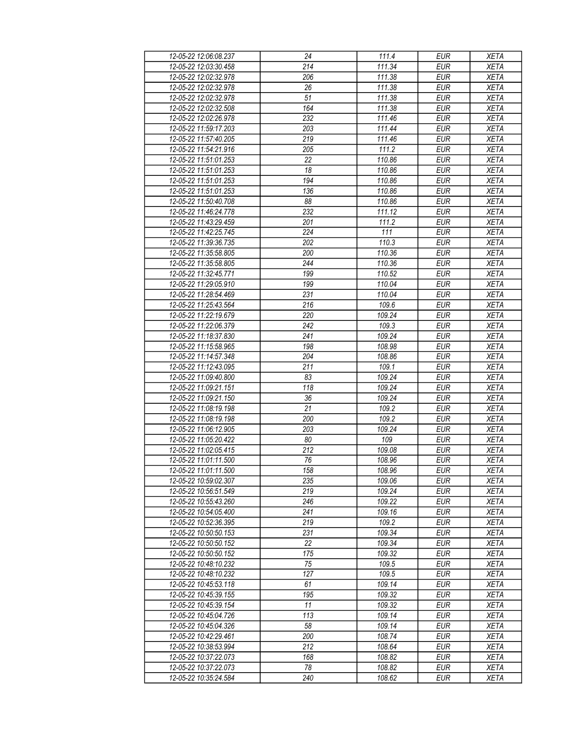| 12-05-22 12:06:08.237 | 24 | 111.4 | EUR | XETA |
|---|---|---|---|---|
| 12-05-22 12:03:30.458 | 214 | 111.34 | EUR | XETA |
| 12-05-22 12:02:32.978 | 206 | 111.38 | EUR | XETA |
| 12-05-22 12:02:32.978 | 26 | 111.38 | EUR | XETA |
| 12-05-22 12:02:32.978 | 51 | 111.38 | EUR | XETA |
| 12-05-22 12:02:32.508 | 164 | 111.38 | EUR | XETA |
| 12-05-22 12:02:26.978 | 232 | 111.46 | EUR | XETA |
| 12-05-22 11:59:17.203 | 203 | 111.44 | EUR | XETA |
| 12-05-22 11:57:40.205 | 219 | 111.46 | EUR | XETA |
| 12-05-22 11:54:21.916 | 205 | 111.2 | EUR | XETA |
| 12-05-22 11:51:01.253 | 22 | 110.86 | EUR | XETA |
| 12-05-22 11:51:01.253 | 18 | 110.86 | EUR | XETA |
| 12-05-22 11:51:01.253 | 194 | 110.86 | EUR | XETA |
| 12-05-22 11:51:01.253 | 136 | 110.86 | EUR | XETA |
| 12-05-22 11:50:40.708 | 88 | 110.86 | EUR | XETA |
| 12-05-22 11:46:24.778 | 232 | 111.12 | EUR | XETA |
| 12-05-22 11:43:29.459 | 201 | 111.2 | EUR | XETA |
| 12-05-22 11:42:25.745 | 224 | 111 | EUR | XETA |
| 12-05-22 11:39:36.735 | 202 | 110.3 | EUR | XETA |
| 12-05-22 11:35:58.805 | 200 | 110.36 | EUR | XETA |
| 12-05-22 11:35:58.805 | 244 | 110.36 | EUR | XETA |
| 12-05-22 11:32:45.771 | 199 | 110.52 | EUR | XETA |
| 12-05-22 11:29:05.910 | 199 | 110.04 | EUR | XETA |
| 12-05-22 11:28:54.469 | 231 | 110.04 | EUR | XETA |
| 12-05-22 11:25:43.564 | 216 | 109.6 | EUR | XETA |
| 12-05-22 11:22:19.679 | 220 | 109.24 | EUR | XETA |
| 12-05-22 11:22:06.379 | 242 | 109.3 | EUR | XETA |
| 12-05-22 11:18:37.830 | 241 | 109.24 | EUR | XETA |
| 12-05-22 11:15:58.965 | 198 | 108.98 | EUR | XETA |
| 12-05-22 11:14:57.348 | 204 | 108.86 | EUR | XETA |
| 12-05-22 11:12:43.095 | 211 | 109.1 | EUR | XETA |
| 12-05-22 11:09:40.800 | 83 | 109.24 | EUR | XETA |
| 12-05-22 11:09:21.151 | 118 | 109.24 | EUR | XETA |
| 12-05-22 11:09:21.150 | 36 | 109.24 | EUR | XETA |
| 12-05-22 11:08:19.198 | 21 | 109.2 | EUR | XETA |
| 12-05-22 11:08:19.198 | 200 | 109.2 | EUR | XETA |
| 12-05-22 11:06:12.905 | 203 | 109.24 | EUR | XETA |
| 12-05-22 11:05:20.422 | 80 | 109 | EUR | XETA |
| 12-05-22 11:02:05.415 | 212 | 109.08 | EUR | XETA |
| 12-05-22 11:01:11.500 | 76 | 108.96 | EUR | XETA |
| 12-05-22 11:01:11.500 | 158 | 108.96 | EUR | XETA |
| 12-05-22 10:59:02.307 | 235 | 109.06 | EUR | XETA |
| 12-05-22 10:56:51.549 | 219 | 109.24 | EUR | XETA |
| 12-05-22 10:55:43.260 | 246 | 109.22 | EUR | XETA |
| 12-05-22 10:54:05.400 | 241 | 109.16 | EUR | XETA |
| 12-05-22 10:52:36.395 | 219 | 109.2 | EUR | XETA |
| 12-05-22 10:50:50.153 | 231 | 109.34 | EUR | XETA |
| 12-05-22 10:50:50.152 | 22 | 109.34 | EUR | XETA |
| 12-05-22 10:50:50.152 | 175 | 109.32 | EUR | XETA |
| 12-05-22 10:48:10.232 | 75 | 109.5 | EUR | XETA |
| 12-05-22 10:48:10.232 | 127 | 109.5 | EUR | XETA |
| 12-05-22 10:45:53.118 | 61 | 109.14 | EUR | XETA |
| 12-05-22 10:45:39.155 | 195 | 109.32 | EUR | XETA |
| 12-05-22 10:45:39.154 | 11 | 109.32 | EUR | XETA |
| 12-05-22 10:45:04.726 | 113 | 109.14 | EUR | XETA |
| 12-05-22 10:45:04.326 | 58 | 109.14 | EUR | XETA |
| 12-05-22 10:42:29.461 | 200 | 108.74 | EUR | XETA |
| 12-05-22 10:38:53.994 | 212 | 108.64 | EUR | XETA |
| 12-05-22 10:37:22.073 | 168 | 108.82 | EUR | XETA |
| 12-05-22 10:37:22.073 | 78 | 108.82 | EUR | XETA |
| 12-05-22 10:35:24.584 | 240 | 108.62 | EUR | XETA |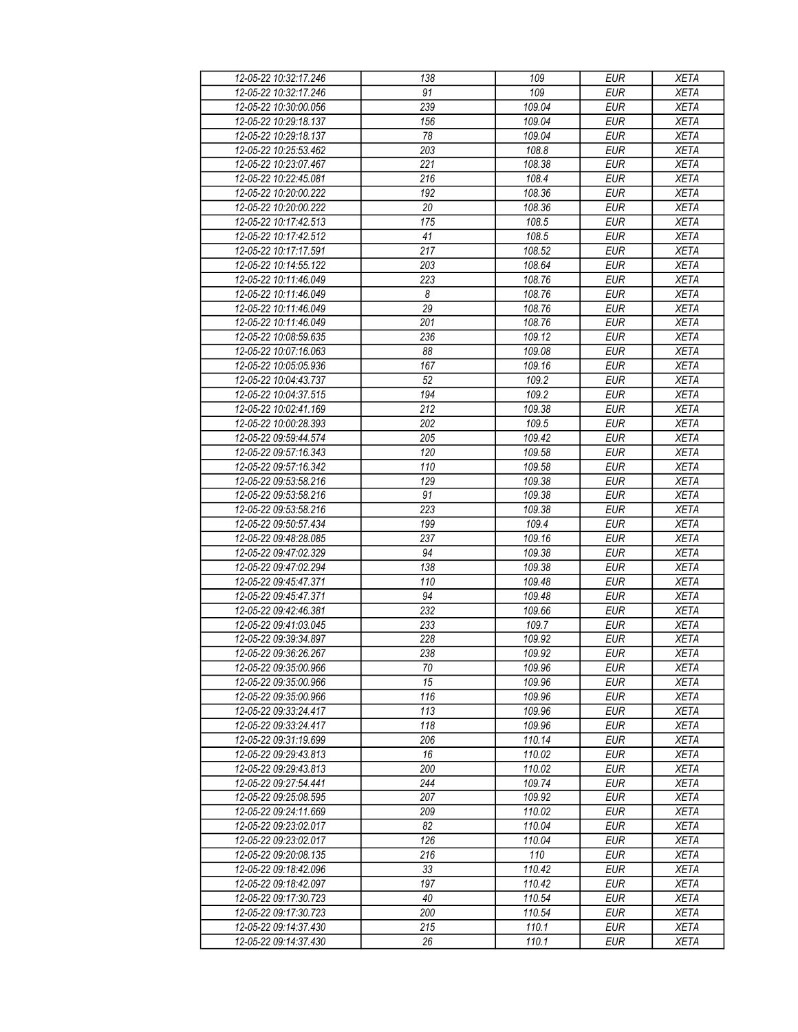| 12-05-22 10:32:17.246 | 138 | 109 | EUR | XETA |
|---|---|---|---|---|
| 12-05-22 10:32:17.246 | 91 | 109 | EUR | XETA |
| 12-05-22 10:30:00.056 | 239 | 109.04 | EUR | XETA |
| 12-05-22 10:29:18.137 | 156 | 109.04 | EUR | XETA |
| 12-05-22 10:29:18.137 | 78 | 109.04 | EUR | XETA |
| 12-05-22 10:25:53.462 | 203 | 108.8 | EUR | XETA |
| 12-05-22 10:23:07.467 | 221 | 108.38 | EUR | XETA |
| 12-05-22 10:22:45.081 | 216 | 108.4 | EUR | XETA |
| 12-05-22 10:20:00.222 | 192 | 108.36 | EUR | XETA |
| 12-05-22 10:20:00.222 | 20 | 108.36 | EUR | XETA |
| 12-05-22 10:17:42.513 | 175 | 108.5 | EUR | XETA |
| 12-05-22 10:17:42.512 | 41 | 108.5 | EUR | XETA |
| 12-05-22 10:17:17.591 | 217 | 108.52 | EUR | XETA |
| 12-05-22 10:14:55.122 | 203 | 108.64 | EUR | XETA |
| 12-05-22 10:11:46.049 | 223 | 108.76 | EUR | XETA |
| 12-05-22 10:11:46.049 | 8 | 108.76 | EUR | XETA |
| 12-05-22 10:11:46.049 | 29 | 108.76 | EUR | XETA |
| 12-05-22 10:11:46.049 | 201 | 108.76 | EUR | XETA |
| 12-05-22 10:08:59.635 | 236 | 109.12 | EUR | XETA |
| 12-05-22 10:07:16.063 | 88 | 109.08 | EUR | XETA |
| 12-05-22 10:05:05.936 | 167 | 109.16 | EUR | XETA |
| 12-05-22 10:04:43.737 | 52 | 109.2 | EUR | XETA |
| 12-05-22 10:04:37.515 | 194 | 109.2 | EUR | XETA |
| 12-05-22 10:02:41.169 | 212 | 109.38 | EUR | XETA |
| 12-05-22 10:00:28.393 | 202 | 109.5 | EUR | XETA |
| 12-05-22 09:59:44.574 | 205 | 109.42 | EUR | XETA |
| 12-05-22 09:57:16.343 | 120 | 109.58 | EUR | XETA |
| 12-05-22 09:57:16.342 | 110 | 109.58 | EUR | XETA |
| 12-05-22 09:53:58.216 | 129 | 109.38 | EUR | XETA |
| 12-05-22 09:53:58.216 | 91 | 109.38 | EUR | XETA |
| 12-05-22 09:53:58.216 | 223 | 109.38 | EUR | XETA |
| 12-05-22 09:50:57.434 | 199 | 109.4 | EUR | XETA |
| 12-05-22 09:48:28.085 | 237 | 109.16 | EUR | XETA |
| 12-05-22 09:47:02.329 | 94 | 109.38 | EUR | XETA |
| 12-05-22 09:47:02.294 | 138 | 109.38 | EUR | XETA |
| 12-05-22 09:45:47.371 | 110 | 109.48 | EUR | XETA |
| 12-05-22 09:45:47.371 | 94 | 109.48 | EUR | XETA |
| 12-05-22 09:42:46.381 | 232 | 109.66 | EUR | XETA |
| 12-05-22 09:41:03.045 | 233 | 109.7 | EUR | XETA |
| 12-05-22 09:39:34.897 | 228 | 109.92 | EUR | XETA |
| 12-05-22 09:36:26.267 | 238 | 109.92 | EUR | XETA |
| 12-05-22 09:35:00.966 | 70 | 109.96 | EUR | XETA |
| 12-05-22 09:35:00.966 | 15 | 109.96 | EUR | XETA |
| 12-05-22 09:35:00.966 | 116 | 109.96 | EUR | XETA |
| 12-05-22 09:33:24.417 | 113 | 109.96 | EUR | XETA |
| 12-05-22 09:33:24.417 | 118 | 109.96 | EUR | XETA |
| 12-05-22 09:31:19.699 | 206 | 110.14 | EUR | XETA |
| 12-05-22 09:29:43.813 | 16 | 110.02 | EUR | XETA |
| 12-05-22 09:29:43.813 | 200 | 110.02 | EUR | XETA |
| 12-05-22 09:27:54.441 | 244 | 109.74 | EUR | XETA |
| 12-05-22 09:25:08.595 | 207 | 109.92 | EUR | XETA |
| 12-05-22 09:24:11.669 | 209 | 110.02 | EUR | XETA |
| 12-05-22 09:23:02.017 | 82 | 110.04 | EUR | XETA |
| 12-05-22 09:23:02.017 | 126 | 110.04 | EUR | XETA |
| 12-05-22 09:20:08.135 | 216 | 110 | EUR | XETA |
| 12-05-22 09:18:42.096 | 33 | 110.42 | EUR | XETA |
| 12-05-22 09:18:42.097 | 197 | 110.42 | EUR | XETA |
| 12-05-22 09:17:30.723 | 40 | 110.54 | EUR | XETA |
| 12-05-22 09:17:30.723 | 200 | 110.54 | EUR | XETA |
| 12-05-22 09:14:37.430 | 215 | 110.1 | EUR | XETA |
| 12-05-22 09:14:37.430 | 26 | 110.1 | EUR | XETA |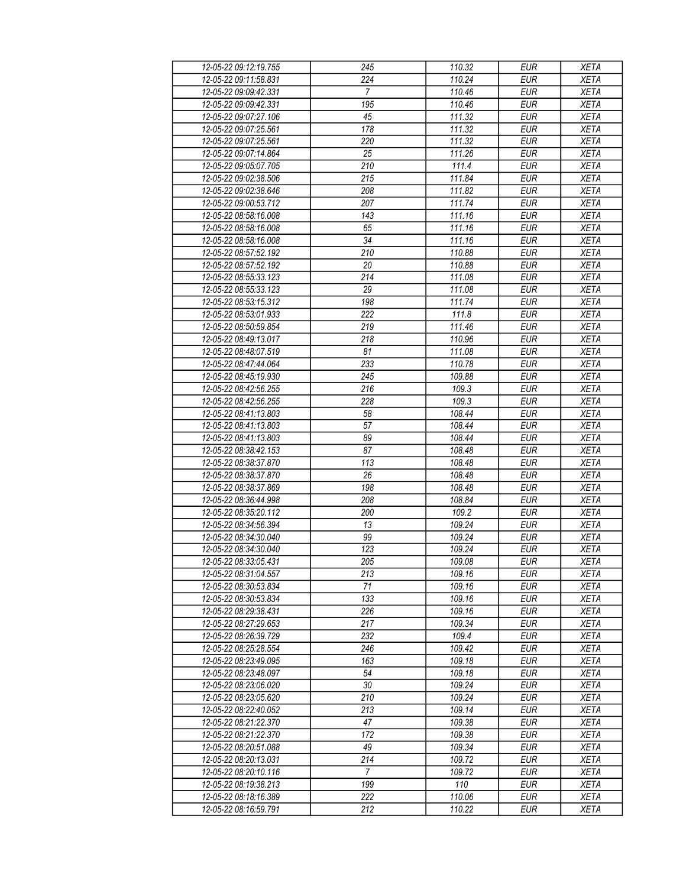| 12-05-22 09:12:19.755 | 245 | 110.32 | EUR | XETA |
|---|---|---|---|---|
| 12-05-22 09:11:58.831 | 224 | 110.24 | EUR | XETA |
| 12-05-22 09:09:42.331 | 7 | 110.46 | EUR | XETA |
| 12-05-22 09:09:42.331 | 195 | 110.46 | EUR | XETA |
| 12-05-22 09:07:27.106 | 45 | 111.32 | EUR | XETA |
| 12-05-22 09:07:25.561 | 178 | 111.32 | EUR | XETA |
| 12-05-22 09:07:25.561 | 220 | 111.32 | EUR | XETA |
| 12-05-22 09:07:14.864 | 25 | 111.26 | EUR | XETA |
| 12-05-22 09:05:07.705 | 210 | 111.4 | EUR | XETA |
| 12-05-22 09:02:38.506 | 215 | 111.84 | EUR | XETA |
| 12-05-22 09:02:38.646 | 208 | 111.82 | EUR | XETA |
| 12-05-22 09:00:53.712 | 207 | 111.74 | EUR | XETA |
| 12-05-22 08:58:16.008 | 143 | 111.16 | EUR | XETA |
| 12-05-22 08:58:16.008 | 65 | 111.16 | EUR | XETA |
| 12-05-22 08:58:16.008 | 34 | 111.16 | EUR | XETA |
| 12-05-22 08:57:52.192 | 210 | 110.88 | EUR | XETA |
| 12-05-22 08:57:52.192 | 20 | 110.88 | EUR | XETA |
| 12-05-22 08:55:33.123 | 214 | 111.08 | EUR | XETA |
| 12-05-22 08:55:33.123 | 29 | 111.08 | EUR | XETA |
| 12-05-22 08:53:15.312 | 198 | 111.74 | EUR | XETA |
| 12-05-22 08:53:01.933 | 222 | 111.8 | EUR | XETA |
| 12-05-22 08:50:59.854 | 219 | 111.46 | EUR | XETA |
| 12-05-22 08:49:13.017 | 218 | 110.96 | EUR | XETA |
| 12-05-22 08:48:07.519 | 81 | 111.08 | EUR | XETA |
| 12-05-22 08:47:44.064 | 233 | 110.78 | EUR | XETA |
| 12-05-22 08:45:19.930 | 245 | 109.88 | EUR | XETA |
| 12-05-22 08:42:56.255 | 216 | 109.3 | EUR | XETA |
| 12-05-22 08:42:56.255 | 228 | 109.3 | EUR | XETA |
| 12-05-22 08:41:13.803 | 58 | 108.44 | EUR | XETA |
| 12-05-22 08:41:13.803 | 57 | 108.44 | EUR | XETA |
| 12-05-22 08:41:13.803 | 89 | 108.44 | EUR | XETA |
| 12-05-22 08:38:42.153 | 87 | 108.48 | EUR | XETA |
| 12-05-22 08:38:37.870 | 113 | 108.48 | EUR | XETA |
| 12-05-22 08:38:37.870 | 26 | 108.48 | EUR | XETA |
| 12-05-22 08:38:37.869 | 198 | 108.48 | EUR | XETA |
| 12-05-22 08:36:44.998 | 208 | 108.84 | EUR | XETA |
| 12-05-22 08:35:20.112 | 200 | 109.2 | EUR | XETA |
| 12-05-22 08:34:56.394 | 13 | 109.24 | EUR | XETA |
| 12-05-22 08:34:30.040 | 99 | 109.24 | EUR | XETA |
| 12-05-22 08:34:30.040 | 123 | 109.24 | EUR | XETA |
| 12-05-22 08:33:05.431 | 205 | 109.08 | EUR | XETA |
| 12-05-22 08:31:04.557 | 213 | 109.16 | EUR | XETA |
| 12-05-22 08:30:53.834 | 71 | 109.16 | EUR | XETA |
| 12-05-22 08:30:53.834 | 133 | 109.16 | EUR | XETA |
| 12-05-22 08:29:38.431 | 226 | 109.16 | EUR | XETA |
| 12-05-22 08:27:29.653 | 217 | 109.34 | EUR | XETA |
| 12-05-22 08:26:39.729 | 232 | 109.4 | EUR | XETA |
| 12-05-22 08:25:28.554 | 246 | 109.42 | EUR | XETA |
| 12-05-22 08:23:49.095 | 163 | 109.18 | EUR | XETA |
| 12-05-22 08:23:48.097 | 54 | 109.18 | EUR | XETA |
| 12-05-22 08:23:06.020 | 30 | 109.24 | EUR | XETA |
| 12-05-22 08:23:05.620 | 210 | 109.24 | EUR | XETA |
| 12-05-22 08:22:40.052 | 213 | 109.14 | EUR | XETA |
| 12-05-22 08:21:22.370 | 47 | 109.38 | EUR | XETA |
| 12-05-22 08:21:22.370 | 172 | 109.38 | EUR | XETA |
| 12-05-22 08:20:51.088 | 49 | 109.34 | EUR | XETA |
| 12-05-22 08:20:13.031 | 214 | 109.72 | EUR | XETA |
| 12-05-22 08:20:10.116 | 7 | 109.72 | EUR | XETA |
| 12-05-22 08:19:38.213 | 199 | 110 | EUR | XETA |
| 12-05-22 08:18:16.389 | 222 | 110.06 | EUR | XETA |
| 12-05-22 08:16:59.791 | 212 | 110.22 | EUR | XETA |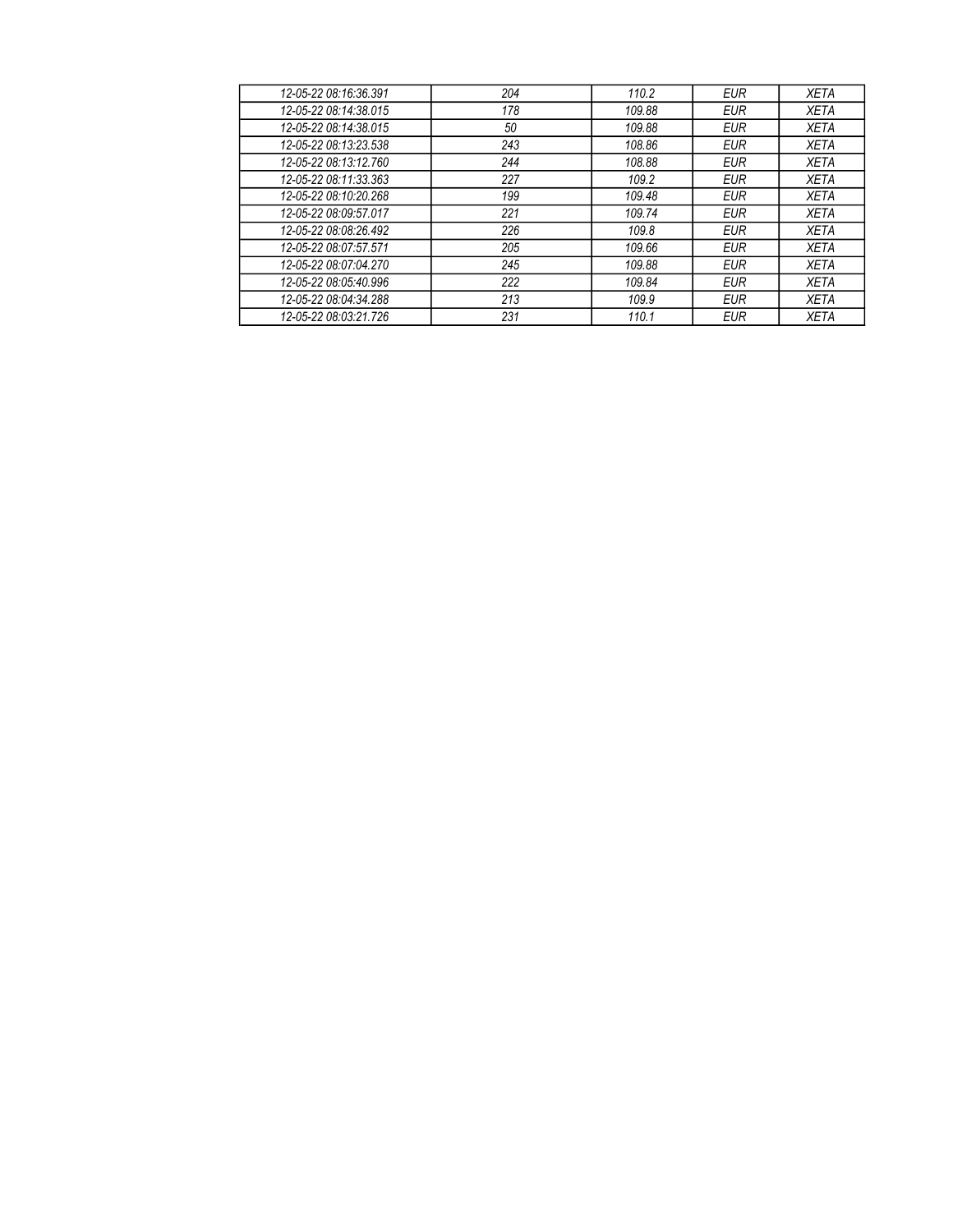| 12-05-22 08:16:36.391 | 204 | 110.2 | EUR | XETA |
|---|---|---|---|---|
| 12-05-22 08:14:38.015 | 178 | 109.88 | EUR | XETA |
| 12-05-22 08:14:38.015 | 50 | 109.88 | EUR | XETA |
| 12-05-22 08:13:23.538 | 243 | 108.86 | EUR | XETA |
| 12-05-22 08:13:12.760 | 244 | 108.88 | EUR | XETA |
| 12-05-22 08:11:33.363 | 227 | 109.2 | EUR | XETA |
| 12-05-22 08:10:20.268 | 199 | 109.48 | EUR | XETA |
| 12-05-22 08:09:57.017 | 221 | 109.74 | EUR | XETA |
| 12-05-22 08:08:26.492 | 226 | 109.8 | EUR | XETA |
| 12-05-22 08:07:57.571 | 205 | 109.66 | EUR | XETA |
| 12-05-22 08:07:04.270 | 245 | 109.88 | EUR | XETA |
| 12-05-22 08:05:40.996 | 222 | 109.84 | EUR | XETA |
| 12-05-22 08:04:34.288 | 213 | 109.9 | EUR | XETA |
| 12-05-22 08:03:21.726 | 231 | 110.1 | EUR | XETA |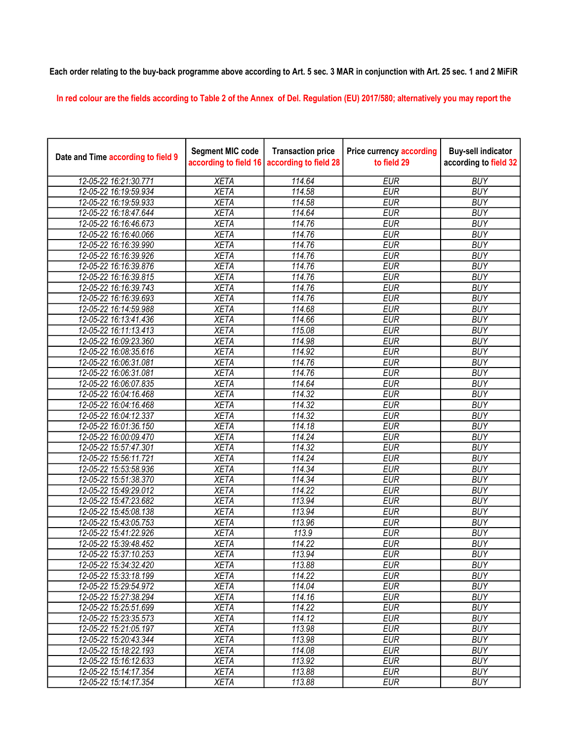**Each order relating to the buy-back programme above according to Art. 5 sec. 3 MAR in conjunction with Art. 25 sec. 1 and 2 MiFiR**

In red colour are the fields according to Table 2 of the Annex of Del. Regulation (EU) 2017/580; alternatively you may report the

| Date and Time according to field 9 | Segment MIC code according to field 16 | Transaction price according to field 28 | Price currency according to field 29 | Buy-sell indicator according to field 32 |
|---|---|---|---|---|
| 12-05-22 16:21:30.771 | XETA | 114.64 | EUR | BUY |
| 12-05-22 16:19:59.934 | XETA | 114.58 | EUR | BUY |
| 12-05-22 16:19:59.933 | XETA | 114.58 | EUR | BUY |
| 12-05-22 16:18:47.644 | XETA | 114.64 | EUR | BUY |
| 12-05-22 16:16:46.673 | XETA | 114.76 | EUR | BUY |
| 12-05-22 16:16:40.066 | XETA | 114.76 | EUR | BUY |
| 12-05-22 16:16:39.990 | XETA | 114.76 | EUR | BUY |
| 12-05-22 16:16:39.926 | XETA | 114.76 | EUR | BUY |
| 12-05-22 16:16:39.876 | XETA | 114.76 | EUR | BUY |
| 12-05-22 16:16:39.815 | XETA | 114.76 | EUR | BUY |
| 12-05-22 16:16:39.743 | XETA | 114.76 | EUR | BUY |
| 12-05-22 16:16:39.693 | XETA | 114.76 | EUR | BUY |
| 12-05-22 16:14:59.988 | XETA | 114.68 | EUR | BUY |
| 12-05-22 16:13:41.436 | XETA | 114.66 | EUR | BUY |
| 12-05-22 16:11:13.413 | XETA | 115.08 | EUR | BUY |
| 12-05-22 16:09:23.360 | XETA | 114.98 | EUR | BUY |
| 12-05-22 16:08:35.616 | XETA | 114.92 | EUR | BUY |
| 12-05-22 16:06:31.081 | XETA | 114.76 | EUR | BUY |
| 12-05-22 16:06:31.081 | XETA | 114.76 | EUR | BUY |
| 12-05-22 16:06:07.835 | XETA | 114.64 | EUR | BUY |
| 12-05-22 16:04:16.468 | XETA | 114.32 | EUR | BUY |
| 12-05-22 16:04:16.468 | XETA | 114.32 | EUR | BUY |
| 12-05-22 16:04:12.337 | XETA | 114.32 | EUR | BUY |
| 12-05-22 16:01:36.150 | XETA | 114.18 | EUR | BUY |
| 12-05-22 16:00:09.470 | XETA | 114.24 | EUR | BUY |
| 12-05-22 15:57:47.301 | XETA | 114.32 | EUR | BUY |
| 12-05-22 15:56:11.721 | XETA | 114.24 | EUR | BUY |
| 12-05-22 15:53:58.936 | XETA | 114.34 | EUR | BUY |
| 12-05-22 15:51:38.370 | XETA | 114.34 | EUR | BUY |
| 12-05-22 15:49:29.012 | XETA | 114.22 | EUR | BUY |
| 12-05-22 15:47:23.682 | XETA | 113.94 | EUR | BUY |
| 12-05-22 15:45:08.138 | XETA | 113.94 | EUR | BUY |
| 12-05-22 15:43:05.753 | XETA | 113.96 | EUR | BUY |
| 12-05-22 15:41:22.926 | XETA | 113.9 | EUR | BUY |
| 12-05-22 15:39:48.452 | XETA | 114.22 | EUR | BUY |
| 12-05-22 15:37:10.253 | XETA | 113.94 | EUR | BUY |
| 12-05-22 15:34:32.420 | XETA | 113.88 | EUR | BUY |
| 12-05-22 15:33:18.199 | XETA | 114.22 | EUR | BUY |
| 12-05-22 15:29:54.972 | XETA | 114.04 | EUR | BUY |
| 12-05-22 15:27:38.294 | XETA | 114.16 | EUR | BUY |
| 12-05-22 15:25:51.699 | XETA | 114.22 | EUR | BUY |
| 12-05-22 15:23:35.573 | XETA | 114.12 | EUR | BUY |
| 12-05-22 15:21:05.197 | XETA | 113.98 | EUR | BUY |
| 12-05-22 15:20:43.344 | XETA | 113.98 | EUR | BUY |
| 12-05-22 15:18:22.193 | XETA | 114.08 | EUR | BUY |
| 12-05-22 15:16:12.633 | XETA | 113.92 | EUR | BUY |
| 12-05-22 15:14:17.354 | XETA | 113.88 | EUR | BUY |
| 12-05-22 15:14:17.354 | XETA | 113.88 | EUR | BUY |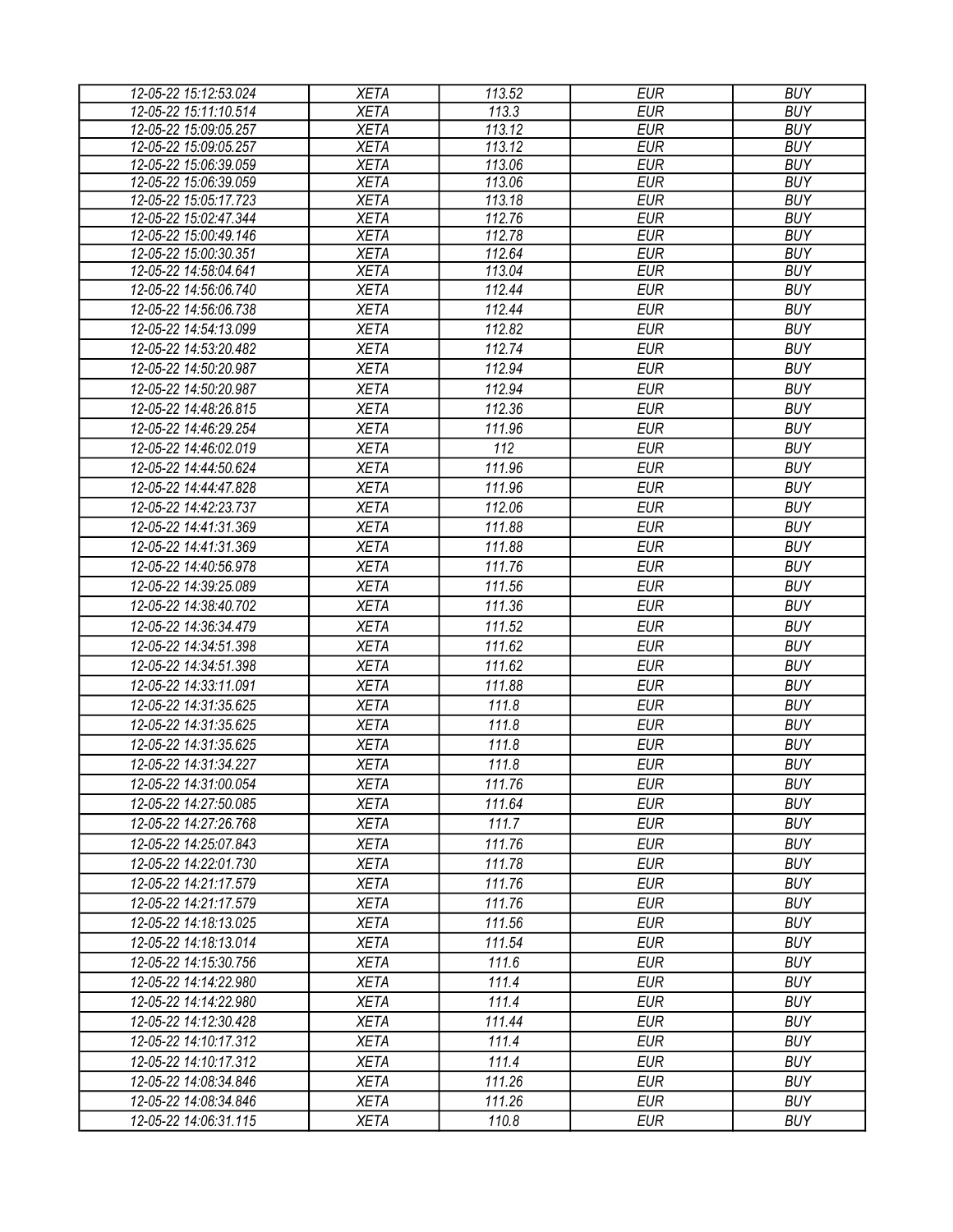| | | | | |
|---|---|---|---|---|
| *12-05-22 15:12:53.024* | *XETA* | *113.52* | *EUR* | *BUY* |
| *12-05-22 15:11:10.514* | *XETA* | *113.3* | *EUR* | *BUY* |
| *12-05-22 15:09:05.257* | *XETA* | *113.12* | *EUR* | *BUY* |
| *12-05-22 15:09:05.257* | *XETA* | *113.12* | *EUR* | *BUY* |
| *12-05-22 15:06:39.059* | *XETA* | *113.06* | *EUR* | *BUY* |
| *12-05-22 15:06:39.059* | *XETA* | *113.06* | *EUR* | *BUY* |
| *12-05-22 15:05:17.723* | *XETA* | *113.18* | *EUR* | *BUY* |
| *12-05-22 15:02:47.344* | *XETA* | *112.76* | *EUR* | *BUY* |
| *12-05-22 15:00:49.146* | *XETA* | *112.78* | *EUR* | *BUY* |
| *12-05-22 15:00:30.351* | *XETA* | *112.64* | *EUR* | *BUY* |
| *12-05-22 14:58:04.641* | *XETA* | *113.04* | *EUR* | *BUY* |
| *12-05-22 14:56:06.740* | *XETA* | *112.44* | *EUR* | *BUY* |
| *12-05-22 14:56:06.738* | *XETA* | *112.44* | *EUR* | *BUY* |
| *12-05-22 14:54:13.099* | *XETA* | *112.82* | *EUR* | *BUY* |
| *12-05-22 14:53:20.482* | *XETA* | *112.74* | *EUR* | *BUY* |
| *12-05-22 14:50:20.987* | *XETA* | *112.94* | *EUR* | *BUY* |
| *12-05-22 14:50:20.987* | *XETA* | *112.94* | *EUR* | *BUY* |
| *12-05-22 14:48:26.815* | *XETA* | *112.36* | *EUR* | *BUY* |
| *12-05-22 14:46:29.254* | *XETA* | *111.96* | *EUR* | *BUY* |
| *12-05-22 14:46:02.019* | *XETA* | *112* | *EUR* | *BUY* |
| *12-05-22 14:44:50.624* | *XETA* | *111.96* | *EUR* | *BUY* |
| *12-05-22 14:44:47.828* | *XETA* | *111.96* | *EUR* | *BUY* |
| *12-05-22 14:42:23.737* | *XETA* | *112.06* | *EUR* | *BUY* |
| *12-05-22 14:41:31.369* | *XETA* | *111.88* | *EUR* | *BUY* |
| *12-05-22 14:41:31.369* | *XETA* | *111.88* | *EUR* | *BUY* |
| *12-05-22 14:40:56.978* | *XETA* | *111.76* | *EUR* | *BUY* |
| *12-05-22 14:39:25.089* | *XETA* | *111.56* | *EUR* | *BUY* |
| *12-05-22 14:38:40.702* | *XETA* | *111.36* | *EUR* | *BUY* |
| *12-05-22 14:36:34.479* | *XETA* | *111.52* | *EUR* | *BUY* |
| *12-05-22 14:34:51.398* | *XETA* | *111.62* | *EUR* | *BUY* |
| *12-05-22 14:34:51.398* | *XETA* | *111.62* | *EUR* | *BUY* |
| *12-05-22 14:33:11.091* | *XETA* | *111.88* | *EUR* | *BUY* |
| *12-05-22 14:31:35.625* | *XETA* | *111.8* | *EUR* | *BUY* |
| *12-05-22 14:31:35.625* | *XETA* | *111.8* | *EUR* | *BUY* |
| *12-05-22 14:31:35.625* | *XETA* | *111.8* | *EUR* | *BUY* |
| *12-05-22 14:31:34.227* | *XETA* | *111.8* | *EUR* | *BUY* |
| *12-05-22 14:31:00.054* | *XETA* | *111.76* | *EUR* | *BUY* |
| *12-05-22 14:27:50.085* | *XETA* | *111.64* | *EUR* | *BUY* |
| *12-05-22 14:27:26.768* | *XETA* | *111.7* | *EUR* | *BUY* |
| *12-05-22 14:25:07.843* | *XETA* | *111.76* | *EUR* | *BUY* |
| *12-05-22 14:22:01.730* | *XETA* | *111.78* | *EUR* | *BUY* |
| *12-05-22 14:21:17.579* | *XETA* | *111.76* | *EUR* | *BUY* |
| *12-05-22 14:21:17.579* | *XETA* | *111.76* | *EUR* | *BUY* |
| *12-05-22 14:18:13.025* | *XETA* | *111.56* | *EUR* | *BUY* |
| *12-05-22 14:18:13.014* | *XETA* | *111.54* | *EUR* | *BUY* |
| *12-05-22 14:15:30.756* | *XETA* | *111.6* | *EUR* | *BUY* |
| *12-05-22 14:14:22.980* | *XETA* | *111.4* | *EUR* | *BUY* |
| *12-05-22 14:14:22.980* | *XETA* | *111.4* | *EUR* | *BUY* |
| *12-05-22 14:12:30.428* | *XETA* | *111.44* | *EUR* | *BUY* |
| *12-05-22 14:10:17.312* | *XETA* | *111.4* | *EUR* | *BUY* |
| *12-05-22 14:10:17.312* | *XETA* | *111.4* | *EUR* | *BUY* |
| *12-05-22 14:08:34.846* | *XETA* | *111.26* | *EUR* | *BUY* |
| *12-05-22 14:08:34.846* | *XETA* | *111.26* | *EUR* | *BUY* |
| *12-05-22 14:06:31.115* | *XETA* | *110.8* | *EUR* | *BUY* |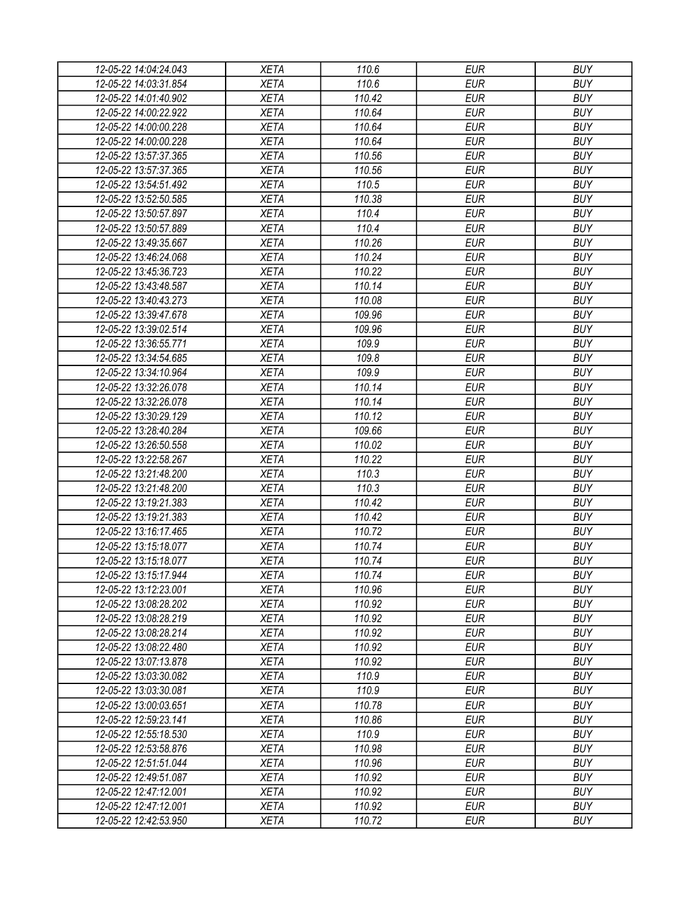| 12-05-22 14:04:24.043 | XETA | 110.6 | EUR | BUY |
|---|---|---|---|---|
| 12-05-22 14:03:31.854 | XETA | 110.6 | EUR | BUY |
| 12-05-22 14:01:40.902 | XETA | 110.42 | EUR | BUY |
| 12-05-22 14:00:22.922 | XETA | 110.64 | EUR | BUY |
| 12-05-22 14:00:00.228 | XETA | 110.64 | EUR | BUY |
| 12-05-22 14:00:00.228 | XETA | 110.64 | EUR | BUY |
| 12-05-22 13:57:37.365 | XETA | 110.56 | EUR | BUY |
| 12-05-22 13:57:37.365 | XETA | 110.56 | EUR | BUY |
| 12-05-22 13:54:51.492 | XETA | 110.5 | EUR | BUY |
| 12-05-22 13:52:50.585 | XETA | 110.38 | EUR | BUY |
| 12-05-22 13:50:57.897 | XETA | 110.4 | EUR | BUY |
| 12-05-22 13:50:57.889 | XETA | 110.4 | EUR | BUY |
| 12-05-22 13:49:35.667 | XETA | 110.26 | EUR | BUY |
| 12-05-22 13:46:24.068 | XETA | 110.24 | EUR | BUY |
| 12-05-22 13:45:36.723 | XETA | 110.22 | EUR | BUY |
| 12-05-22 13:43:48.587 | XETA | 110.14 | EUR | BUY |
| 12-05-22 13:40:43.273 | XETA | 110.08 | EUR | BUY |
| 12-05-22 13:39:47.678 | XETA | 109.96 | EUR | BUY |
| 12-05-22 13:39:02.514 | XETA | 109.96 | EUR | BUY |
| 12-05-22 13:36:55.771 | XETA | 109.9 | EUR | BUY |
| 12-05-22 13:34:54.685 | XETA | 109.8 | EUR | BUY |
| 12-05-22 13:34:10.964 | XETA | 109.9 | EUR | BUY |
| 12-05-22 13:32:26.078 | XETA | 110.14 | EUR | BUY |
| 12-05-22 13:32:26.078 | XETA | 110.14 | EUR | BUY |
| 12-05-22 13:30:29.129 | XETA | 110.12 | EUR | BUY |
| 12-05-22 13:28:40.284 | XETA | 109.66 | EUR | BUY |
| 12-05-22 13:26:50.558 | XETA | 110.02 | EUR | BUY |
| 12-05-22 13:22:58.267 | XETA | 110.22 | EUR | BUY |
| 12-05-22 13:21:48.200 | XETA | 110.3 | EUR | BUY |
| 12-05-22 13:21:48.200 | XETA | 110.3 | EUR | BUY |
| 12-05-22 13:19:21.383 | XETA | 110.42 | EUR | BUY |
| 12-05-22 13:19:21.383 | XETA | 110.42 | EUR | BUY |
| 12-05-22 13:16:17.465 | XETA | 110.72 | EUR | BUY |
| 12-05-22 13:15:18.077 | XETA | 110.74 | EUR | BUY |
| 12-05-22 13:15:18.077 | XETA | 110.74 | EUR | BUY |
| 12-05-22 13:15:17.944 | XETA | 110.74 | EUR | BUY |
| 12-05-22 13:12:23.001 | XETA | 110.96 | EUR | BUY |
| 12-05-22 13:08:28.202 | XETA | 110.92 | EUR | BUY |
| 12-05-22 13:08:28.219 | XETA | 110.92 | EUR | BUY |
| 12-05-22 13:08:28.214 | XETA | 110.92 | EUR | BUY |
| 12-05-22 13:08:22.480 | XETA | 110.92 | EUR | BUY |
| 12-05-22 13:07:13.878 | XETA | 110.92 | EUR | BUY |
| 12-05-22 13:03:30.082 | XETA | 110.9 | EUR | BUY |
| 12-05-22 13:03:30.081 | XETA | 110.9 | EUR | BUY |
| 12-05-22 13:00:03.651 | XETA | 110.78 | EUR | BUY |
| 12-05-22 12:59:23.141 | XETA | 110.86 | EUR | BUY |
| 12-05-22 12:55:18.530 | XETA | 110.9 | EUR | BUY |
| 12-05-22 12:53:58.876 | XETA | 110.98 | EUR | BUY |
| 12-05-22 12:51:51.044 | XETA | 110.96 | EUR | BUY |
| 12-05-22 12:49:51.087 | XETA | 110.92 | EUR | BUY |
| 12-05-22 12:47:12.001 | XETA | 110.92 | EUR | BUY |
| 12-05-22 12:47:12.001 | XETA | 110.92 | EUR | BUY |
| 12-05-22 12:42:53.950 | XETA | 110.72 | EUR | BUY |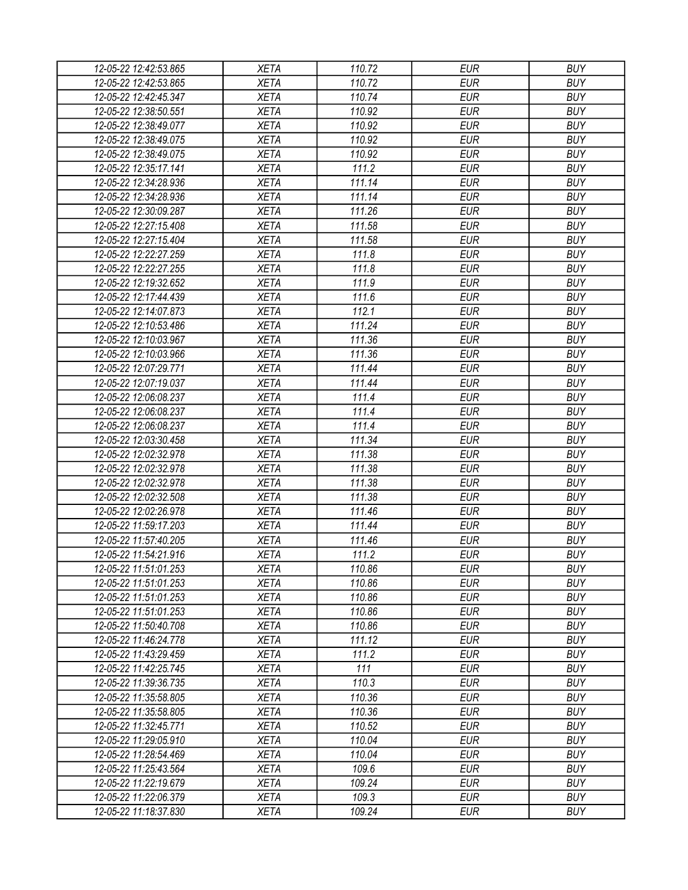| | | | | |
|---|---|---|---|---|
| *12-05-22 12:42:53.865* | *XETA* | *110.72* | *EUR* | *BUY* |
| *12-05-22 12:42:53.865* | *XETA* | *110.72* | *EUR* | *BUY* |
| *12-05-22 12:42:45.347* | *XETA* | *110.74* | *EUR* | *BUY* |
| *12-05-22 12:38:50.551* | *XETA* | *110.92* | *EUR* | *BUY* |
| *12-05-22 12:38:49.077* | *XETA* | *110.92* | *EUR* | *BUY* |
| *12-05-22 12:38:49.075* | *XETA* | *110.92* | *EUR* | *BUY* |
| *12-05-22 12:38:49.075* | *XETA* | *110.92* | *EUR* | *BUY* |
| *12-05-22 12:35:17.141* | *XETA* | *111.2* | *EUR* | *BUY* |
| *12-05-22 12:34:28.936* | *XETA* | *111.14* | *EUR* | *BUY* |
| *12-05-22 12:34:28.936* | *XETA* | *111.14* | *EUR* | *BUY* |
| *12-05-22 12:30:09.287* | *XETA* | *111.26* | *EUR* | *BUY* |
| *12-05-22 12:27:15.408* | *XETA* | *111.58* | *EUR* | *BUY* |
| *12-05-22 12:27:15.404* | *XETA* | *111.58* | *EUR* | *BUY* |
| *12-05-22 12:22:27.259* | *XETA* | *111.8* | *EUR* | *BUY* |
| *12-05-22 12:22:27.255* | *XETA* | *111.8* | *EUR* | *BUY* |
| *12-05-22 12:19:32.652* | *XETA* | *111.9* | *EUR* | *BUY* |
| *12-05-22 12:17:44.439* | *XETA* | *111.6* | *EUR* | *BUY* |
| *12-05-22 12:14:07.873* | *XETA* | *112.1* | *EUR* | *BUY* |
| *12-05-22 12:10:53.486* | *XETA* | *111.24* | *EUR* | *BUY* |
| *12-05-22 12:10:03.967* | *XETA* | *111.36* | *EUR* | *BUY* |
| *12-05-22 12:10:03.966* | *XETA* | *111.36* | *EUR* | *BUY* |
| *12-05-22 12:07:29.771* | *XETA* | *111.44* | *EUR* | *BUY* |
| *12-05-22 12:07:19.037* | *XETA* | *111.44* | *EUR* | *BUY* |
| *12-05-22 12:06:08.237* | *XETA* | *111.4* | *EUR* | *BUY* |
| *12-05-22 12:06:08.237* | *XETA* | *111.4* | *EUR* | *BUY* |
| *12-05-22 12:06:08.237* | *XETA* | *111.4* | *EUR* | *BUY* |
| *12-05-22 12:03:30.458* | *XETA* | *111.34* | *EUR* | *BUY* |
| *12-05-22 12:02:32.978* | *XETA* | *111.38* | *EUR* | *BUY* |
| *12-05-22 12:02:32.978* | *XETA* | *111.38* | *EUR* | *BUY* |
| *12-05-22 12:02:32.978* | *XETA* | *111.38* | *EUR* | *BUY* |
| *12-05-22 12:02:32.508* | *XETA* | *111.38* | *EUR* | *BUY* |
| *12-05-22 12:02:26.978* | *XETA* | *111.46* | *EUR* | *BUY* |
| *12-05-22 11:59:17.203* | *XETA* | *111.44* | *EUR* | *BUY* |
| *12-05-22 11:57:40.205* | *XETA* | *111.46* | *EUR* | *BUY* |
| *12-05-22 11:54:21.916* | *XETA* | *111.2* | *EUR* | *BUY* |
| *12-05-22 11:51:01.253* | *XETA* | *110.86* | *EUR* | *BUY* |
| *12-05-22 11:51:01.253* | *XETA* | *110.86* | *EUR* | *BUY* |
| *12-05-22 11:51:01.253* | *XETA* | *110.86* | *EUR* | *BUY* |
| *12-05-22 11:51:01.253* | *XETA* | *110.86* | *EUR* | *BUY* |
| *12-05-22 11:50:40.708* | *XETA* | *110.86* | *EUR* | *BUY* |
| *12-05-22 11:46:24.778* | *XETA* | *111.12* | *EUR* | *BUY* |
| *12-05-22 11:43:29.459* | *XETA* | *111.2* | *EUR* | *BUY* |
| *12-05-22 11:42:25.745* | *XETA* | *111* | *EUR* | *BUY* |
| *12-05-22 11:39:36.735* | *XETA* | *110.3* | *EUR* | *BUY* |
| *12-05-22 11:35:58.805* | *XETA* | *110.36* | *EUR* | *BUY* |
| *12-05-22 11:35:58.805* | *XETA* | *110.36* | *EUR* | *BUY* |
| *12-05-22 11:32:45.771* | *XETA* | *110.52* | *EUR* | *BUY* |
| *12-05-22 11:29:05.910* | *XETA* | *110.04* | *EUR* | *BUY* |
| *12-05-22 11:28:54.469* | *XETA* | *110.04* | *EUR* | *BUY* |
| *12-05-22 11:25:43.564* | *XETA* | *109.6* | *EUR* | *BUY* |
| *12-05-22 11:22:19.679* | *XETA* | *109.24* | *EUR* | *BUY* |
| *12-05-22 11:22:06.379* | *XETA* | *109.3* | *EUR* | *BUY* |
| *12-05-22 11:18:37.830* | *XETA* | *109.24* | *EUR* | *BUY* |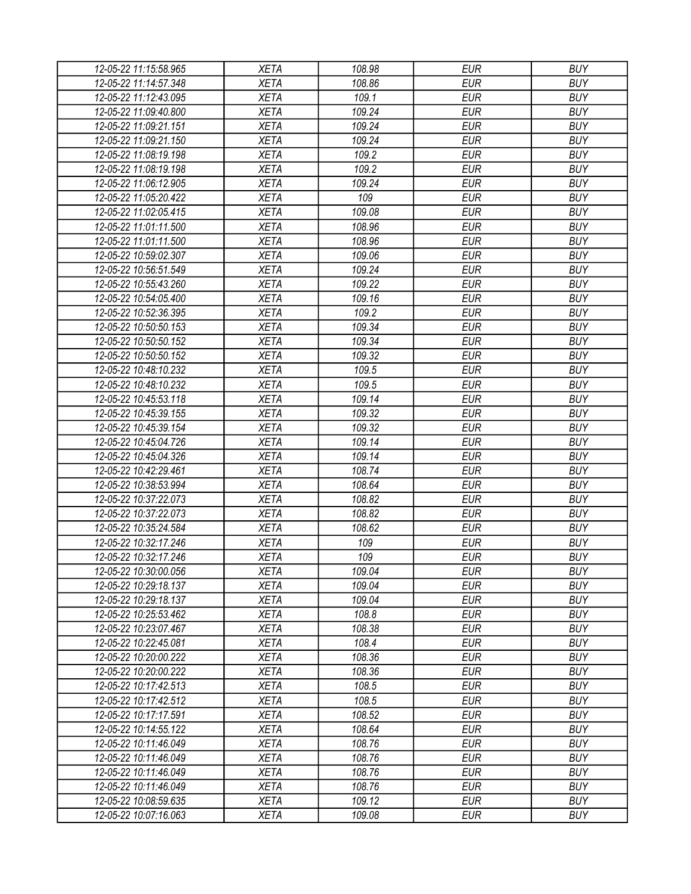| 12-05-22 11:15:58.965 | XETA | 108.98 | EUR | BUY |
|---|---|---|---|---|
| 12-05-22 11:14:57.348 | XETA | 108.86 | EUR | BUY |
| 12-05-22 11:12:43.095 | XETA | 109.1 | EUR | BUY |
| 12-05-22 11:09:40.800 | XETA | 109.24 | EUR | BUY |
| 12-05-22 11:09:21.151 | XETA | 109.24 | EUR | BUY |
| 12-05-22 11:09:21.150 | XETA | 109.24 | EUR | BUY |
| 12-05-22 11:08:19.198 | XETA | 109.2 | EUR | BUY |
| 12-05-22 11:08:19.198 | XETA | 109.2 | EUR | BUY |
| 12-05-22 11:06:12.905 | XETA | 109.24 | EUR | BUY |
| 12-05-22 11:05:20.422 | XETA | 109 | EUR | BUY |
| 12-05-22 11:02:05.415 | XETA | 109.08 | EUR | BUY |
| 12-05-22 11:01:11.500 | XETA | 108.96 | EUR | BUY |
| 12-05-22 11:01:11.500 | XETA | 108.96 | EUR | BUY |
| 12-05-22 10:59:02.307 | XETA | 109.06 | EUR | BUY |
| 12-05-22 10:56:51.549 | XETA | 109.24 | EUR | BUY |
| 12-05-22 10:55:43.260 | XETA | 109.22 | EUR | BUY |
| 12-05-22 10:54:05.400 | XETA | 109.16 | EUR | BUY |
| 12-05-22 10:52:36.395 | XETA | 109.2 | EUR | BUY |
| 12-05-22 10:50:50.153 | XETA | 109.34 | EUR | BUY |
| 12-05-22 10:50:50.152 | XETA | 109.34 | EUR | BUY |
| 12-05-22 10:50:50.152 | XETA | 109.32 | EUR | BUY |
| 12-05-22 10:48:10.232 | XETA | 109.5 | EUR | BUY |
| 12-05-22 10:48:10.232 | XETA | 109.5 | EUR | BUY |
| 12-05-22 10:45:53.118 | XETA | 109.14 | EUR | BUY |
| 12-05-22 10:45:39.155 | XETA | 109.32 | EUR | BUY |
| 12-05-22 10:45:39.154 | XETA | 109.32 | EUR | BUY |
| 12-05-22 10:45:04.726 | XETA | 109.14 | EUR | BUY |
| 12-05-22 10:45:04.326 | XETA | 109.14 | EUR | BUY |
| 12-05-22 10:42:29.461 | XETA | 108.74 | EUR | BUY |
| 12-05-22 10:38:53.994 | XETA | 108.64 | EUR | BUY |
| 12-05-22 10:37:22.073 | XETA | 108.82 | EUR | BUY |
| 12-05-22 10:37:22.073 | XETA | 108.82 | EUR | BUY |
| 12-05-22 10:35:24.584 | XETA | 108.62 | EUR | BUY |
| 12-05-22 10:32:17.246 | XETA | 109 | EUR | BUY |
| 12-05-22 10:32:17.246 | XETA | 109 | EUR | BUY |
| 12-05-22 10:30:00.056 | XETA | 109.04 | EUR | BUY |
| 12-05-22 10:29:18.137 | XETA | 109.04 | EUR | BUY |
| 12-05-22 10:29:18.137 | XETA | 109.04 | EUR | BUY |
| 12-05-22 10:25:53.462 | XETA | 108.8 | EUR | BUY |
| 12-05-22 10:23:07.467 | XETA | 108.38 | EUR | BUY |
| 12-05-22 10:22:45.081 | XETA | 108.4 | EUR | BUY |
| 12-05-22 10:20:00.222 | XETA | 108.36 | EUR | BUY |
| 12-05-22 10:20:00.222 | XETA | 108.36 | EUR | BUY |
| 12-05-22 10:17:42.513 | XETA | 108.5 | EUR | BUY |
| 12-05-22 10:17:42.512 | XETA | 108.5 | EUR | BUY |
| 12-05-22 10:17:17.591 | XETA | 108.52 | EUR | BUY |
| 12-05-22 10:14:55.122 | XETA | 108.64 | EUR | BUY |
| 12-05-22 10:11:46.049 | XETA | 108.76 | EUR | BUY |
| 12-05-22 10:11:46.049 | XETA | 108.76 | EUR | BUY |
| 12-05-22 10:11:46.049 | XETA | 108.76 | EUR | BUY |
| 12-05-22 10:11:46.049 | XETA | 108.76 | EUR | BUY |
| 12-05-22 10:08:59.635 | XETA | 109.12 | EUR | BUY |
| 12-05-22 10:07:16.063 | XETA | 109.08 | EUR | BUY |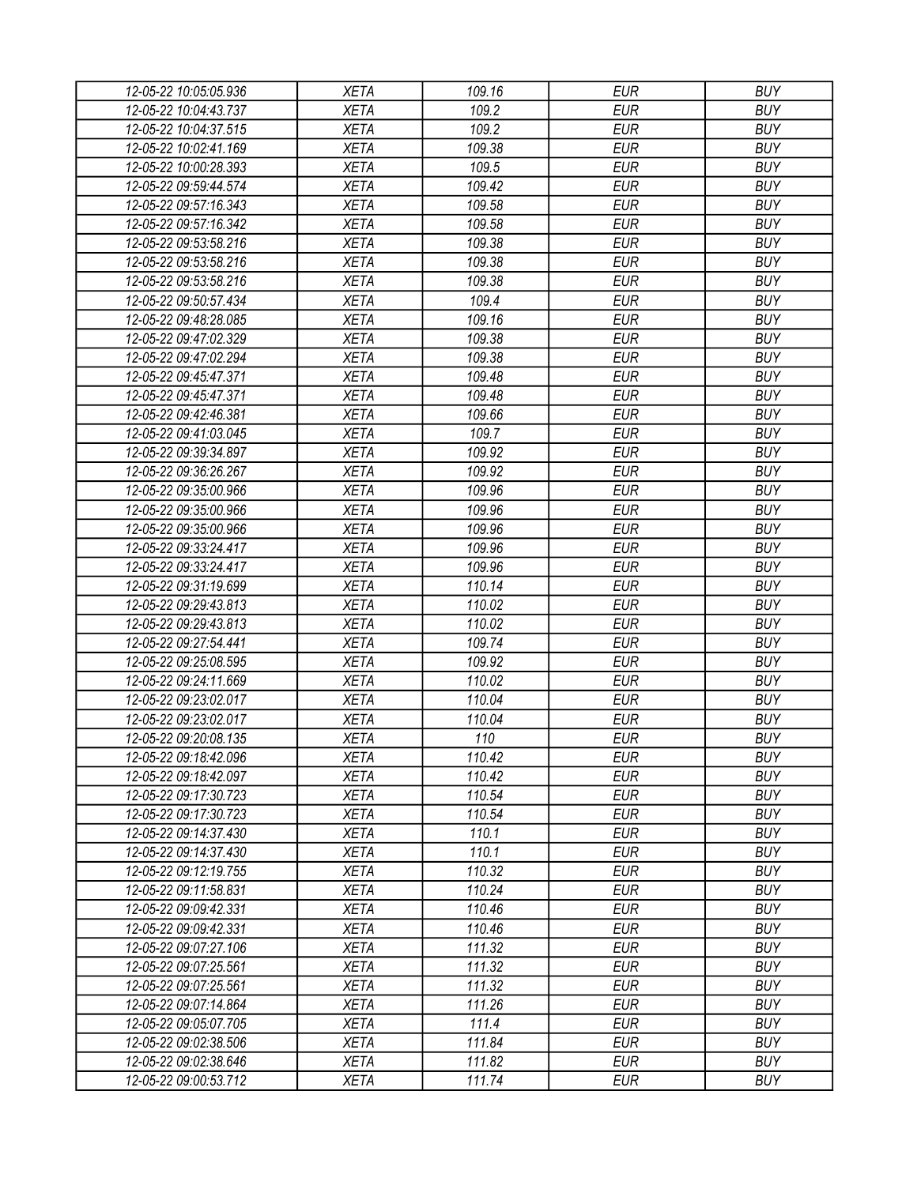| 12-05-22 10:05:05.936 | XETA | 109.16 | EUR | BUY |
|---|---|---|---|---|
| 12-05-22 10:04:43.737 | XETA | 109.2 | EUR | BUY |
| 12-05-22 10:04:37.515 | XETA | 109.2 | EUR | BUY |
| 12-05-22 10:02:41.169 | XETA | 109.38 | EUR | BUY |
| 12-05-22 10:00:28.393 | XETA | 109.5 | EUR | BUY |
| 12-05-22 09:59:44.574 | XETA | 109.42 | EUR | BUY |
| 12-05-22 09:57:16.343 | XETA | 109.58 | EUR | BUY |
| 12-05-22 09:57:16.342 | XETA | 109.58 | EUR | BUY |
| 12-05-22 09:53:58.216 | XETA | 109.38 | EUR | BUY |
| 12-05-22 09:53:58.216 | XETA | 109.38 | EUR | BUY |
| 12-05-22 09:53:58.216 | XETA | 109.38 | EUR | BUY |
| 12-05-22 09:50:57.434 | XETA | 109.4 | EUR | BUY |
| 12-05-22 09:48:28.085 | XETA | 109.16 | EUR | BUY |
| 12-05-22 09:47:02.329 | XETA | 109.38 | EUR | BUY |
| 12-05-22 09:47:02.294 | XETA | 109.38 | EUR | BUY |
| 12-05-22 09:45:47.371 | XETA | 109.48 | EUR | BUY |
| 12-05-22 09:45:47.371 | XETA | 109.48 | EUR | BUY |
| 12-05-22 09:42:46.381 | XETA | 109.66 | EUR | BUY |
| 12-05-22 09:41:03.045 | XETA | 109.7 | EUR | BUY |
| 12-05-22 09:39:34.897 | XETA | 109.92 | EUR | BUY |
| 12-05-22 09:36:26.267 | XETA | 109.92 | EUR | BUY |
| 12-05-22 09:35:00.966 | XETA | 109.96 | EUR | BUY |
| 12-05-22 09:35:00.966 | XETA | 109.96 | EUR | BUY |
| 12-05-22 09:35:00.966 | XETA | 109.96 | EUR | BUY |
| 12-05-22 09:33:24.417 | XETA | 109.96 | EUR | BUY |
| 12-05-22 09:33:24.417 | XETA | 109.96 | EUR | BUY |
| 12-05-22 09:31:19.699 | XETA | 110.14 | EUR | BUY |
| 12-05-22 09:29:43.813 | XETA | 110.02 | EUR | BUY |
| 12-05-22 09:29:43.813 | XETA | 110.02 | EUR | BUY |
| 12-05-22 09:27:54.441 | XETA | 109.74 | EUR | BUY |
| 12-05-22 09:25:08.595 | XETA | 109.92 | EUR | BUY |
| 12-05-22 09:24:11.669 | XETA | 110.02 | EUR | BUY |
| 12-05-22 09:23:02.017 | XETA | 110.04 | EUR | BUY |
| 12-05-22 09:23:02.017 | XETA | 110.04 | EUR | BUY |
| 12-05-22 09:20:08.135 | XETA | 110 | EUR | BUY |
| 12-05-22 09:18:42.096 | XETA | 110.42 | EUR | BUY |
| 12-05-22 09:18:42.097 | XETA | 110.42 | EUR | BUY |
| 12-05-22 09:17:30.723 | XETA | 110.54 | EUR | BUY |
| 12-05-22 09:17:30.723 | XETA | 110.54 | EUR | BUY |
| 12-05-22 09:14:37.430 | XETA | 110.1 | EUR | BUY |
| 12-05-22 09:14:37.430 | XETA | 110.1 | EUR | BUY |
| 12-05-22 09:12:19.755 | XETA | 110.32 | EUR | BUY |
| 12-05-22 09:11:58.831 | XETA | 110.24 | EUR | BUY |
| 12-05-22 09:09:42.331 | XETA | 110.46 | EUR | BUY |
| 12-05-22 09:09:42.331 | XETA | 110.46 | EUR | BUY |
| 12-05-22 09:07:27.106 | XETA | 111.32 | EUR | BUY |
| 12-05-22 09:07:25.561 | XETA | 111.32 | EUR | BUY |
| 12-05-22 09:07:25.561 | XETA | 111.32 | EUR | BUY |
| 12-05-22 09:07:14.864 | XETA | 111.26 | EUR | BUY |
| 12-05-22 09:05:07.705 | XETA | 111.4 | EUR | BUY |
| 12-05-22 09:02:38.506 | XETA | 111.84 | EUR | BUY |
| 12-05-22 09:02:38.646 | XETA | 111.82 | EUR | BUY |
| 12-05-22 09:00:53.712 | XETA | 111.74 | EUR | BUY |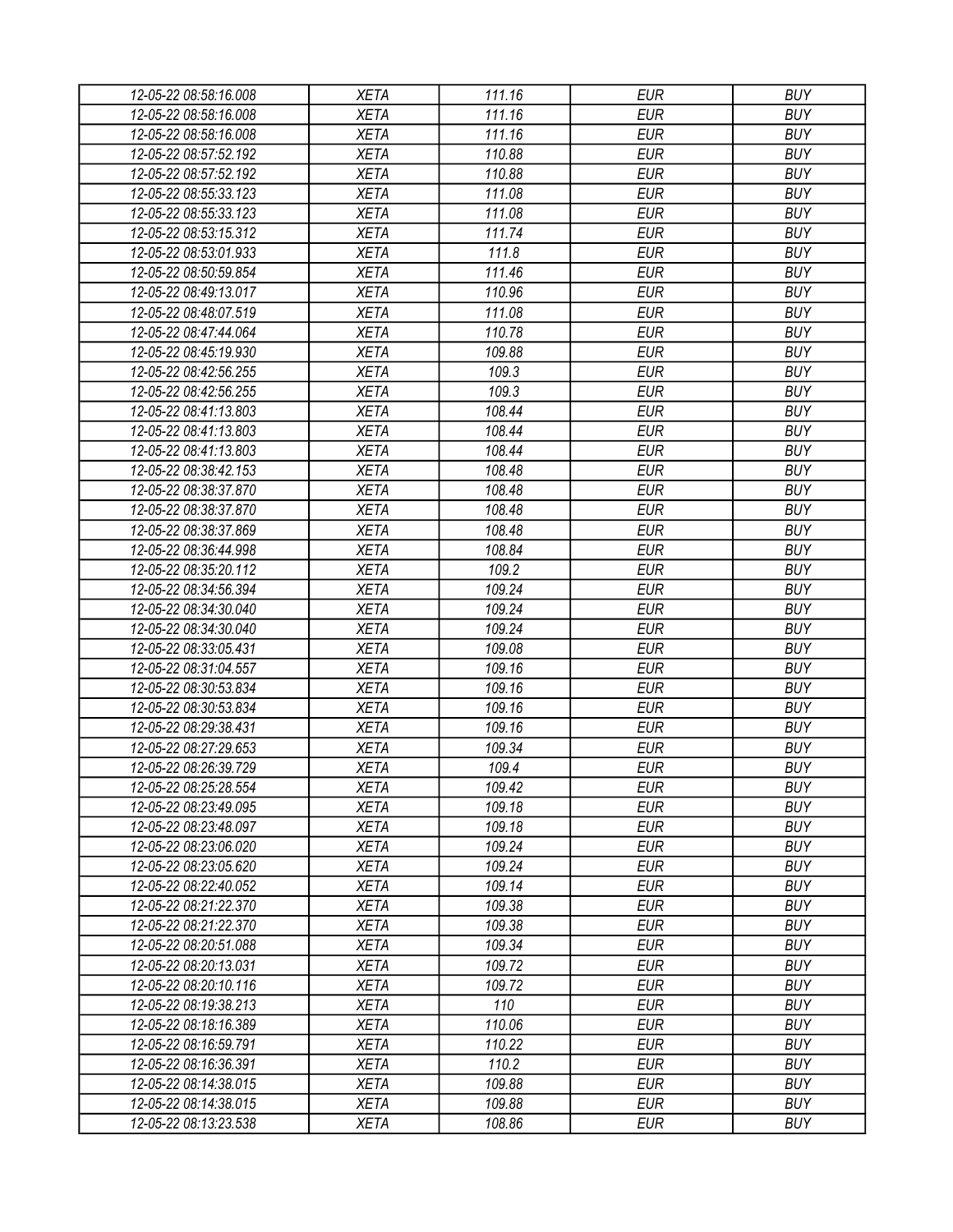| 12-05-22 08:58:16.008 | XETA | 111.16 | EUR | BUY |
|---|---|---|---|---|
| 12-05-22 08:58:16.008 | XETA | 111.16 | EUR | BUY |
| 12-05-22 08:58:16.008 | XETA | 111.16 | EUR | BUY |
| 12-05-22 08:57:52.192 | XETA | 110.88 | EUR | BUY |
| 12-05-22 08:57:52.192 | XETA | 110.88 | EUR | BUY |
| 12-05-22 08:55:33.123 | XETA | 111.08 | EUR | BUY |
| 12-05-22 08:55:33.123 | XETA | 111.08 | EUR | BUY |
| 12-05-22 08:53:15.312 | XETA | 111.74 | EUR | BUY |
| 12-05-22 08:53:01.933 | XETA | 111.8 | EUR | BUY |
| 12-05-22 08:50:59.854 | XETA | 111.46 | EUR | BUY |
| 12-05-22 08:49:13.017 | XETA | 110.96 | EUR | BUY |
| 12-05-22 08:48:07.519 | XETA | 111.08 | EUR | BUY |
| 12-05-22 08:47:44.064 | XETA | 110.78 | EUR | BUY |
| 12-05-22 08:45:19.930 | XETA | 109.88 | EUR | BUY |
| 12-05-22 08:42:56.255 | XETA | 109.3 | EUR | BUY |
| 12-05-22 08:42:56.255 | XETA | 109.3 | EUR | BUY |
| 12-05-22 08:41:13.803 | XETA | 108.44 | EUR | BUY |
| 12-05-22 08:41:13.803 | XETA | 108.44 | EUR | BUY |
| 12-05-22 08:41:13.803 | XETA | 108.44 | EUR | BUY |
| 12-05-22 08:38:42.153 | XETA | 108.48 | EUR | BUY |
| 12-05-22 08:38:37.870 | XETA | 108.48 | EUR | BUY |
| 12-05-22 08:38:37.870 | XETA | 108.48 | EUR | BUY |
| 12-05-22 08:38:37.869 | XETA | 108.48 | EUR | BUY |
| 12-05-22 08:36:44.998 | XETA | 108.84 | EUR | BUY |
| 12-05-22 08:35:20.112 | XETA | 109.2 | EUR | BUY |
| 12-05-22 08:34:56.394 | XETA | 109.24 | EUR | BUY |
| 12-05-22 08:34:30.040 | XETA | 109.24 | EUR | BUY |
| 12-05-22 08:34:30.040 | XETA | 109.24 | EUR | BUY |
| 12-05-22 08:33:05.431 | XETA | 109.08 | EUR | BUY |
| 12-05-22 08:31:04.557 | XETA | 109.16 | EUR | BUY |
| 12-05-22 08:30:53.834 | XETA | 109.16 | EUR | BUY |
| 12-05-22 08:30:53.834 | XETA | 109.16 | EUR | BUY |
| 12-05-22 08:29:38.431 | XETA | 109.16 | EUR | BUY |
| 12-05-22 08:27:29.653 | XETA | 109.34 | EUR | BUY |
| 12-05-22 08:26:39.729 | XETA | 109.4 | EUR | BUY |
| 12-05-22 08:25:28.554 | XETA | 109.42 | EUR | BUY |
| 12-05-22 08:23:49.095 | XETA | 109.18 | EUR | BUY |
| 12-05-22 08:23:48.097 | XETA | 109.18 | EUR | BUY |
| 12-05-22 08:23:06.020 | XETA | 109.24 | EUR | BUY |
| 12-05-22 08:23:05.620 | XETA | 109.24 | EUR | BUY |
| 12-05-22 08:22:40.052 | XETA | 109.14 | EUR | BUY |
| 12-05-22 08:21:22.370 | XETA | 109.38 | EUR | BUY |
| 12-05-22 08:21:22.370 | XETA | 109.38 | EUR | BUY |
| 12-05-22 08:20:51.088 | XETA | 109.34 | EUR | BUY |
| 12-05-22 08:20:13.031 | XETA | 109.72 | EUR | BUY |
| 12-05-22 08:20:10.116 | XETA | 109.72 | EUR | BUY |
| 12-05-22 08:19:38.213 | XETA | 110 | EUR | BUY |
| 12-05-22 08:18:16.389 | XETA | 110.06 | EUR | BUY |
| 12-05-22 08:16:59.791 | XETA | 110.22 | EUR | BUY |
| 12-05-22 08:16:36.391 | XETA | 110.2 | EUR | BUY |
| 12-05-22 08:14:38.015 | XETA | 109.88 | EUR | BUY |
| 12-05-22 08:14:38.015 | XETA | 109.88 | EUR | BUY |
| 12-05-22 08:13:23.538 | XETA | 108.86 | EUR | BUY |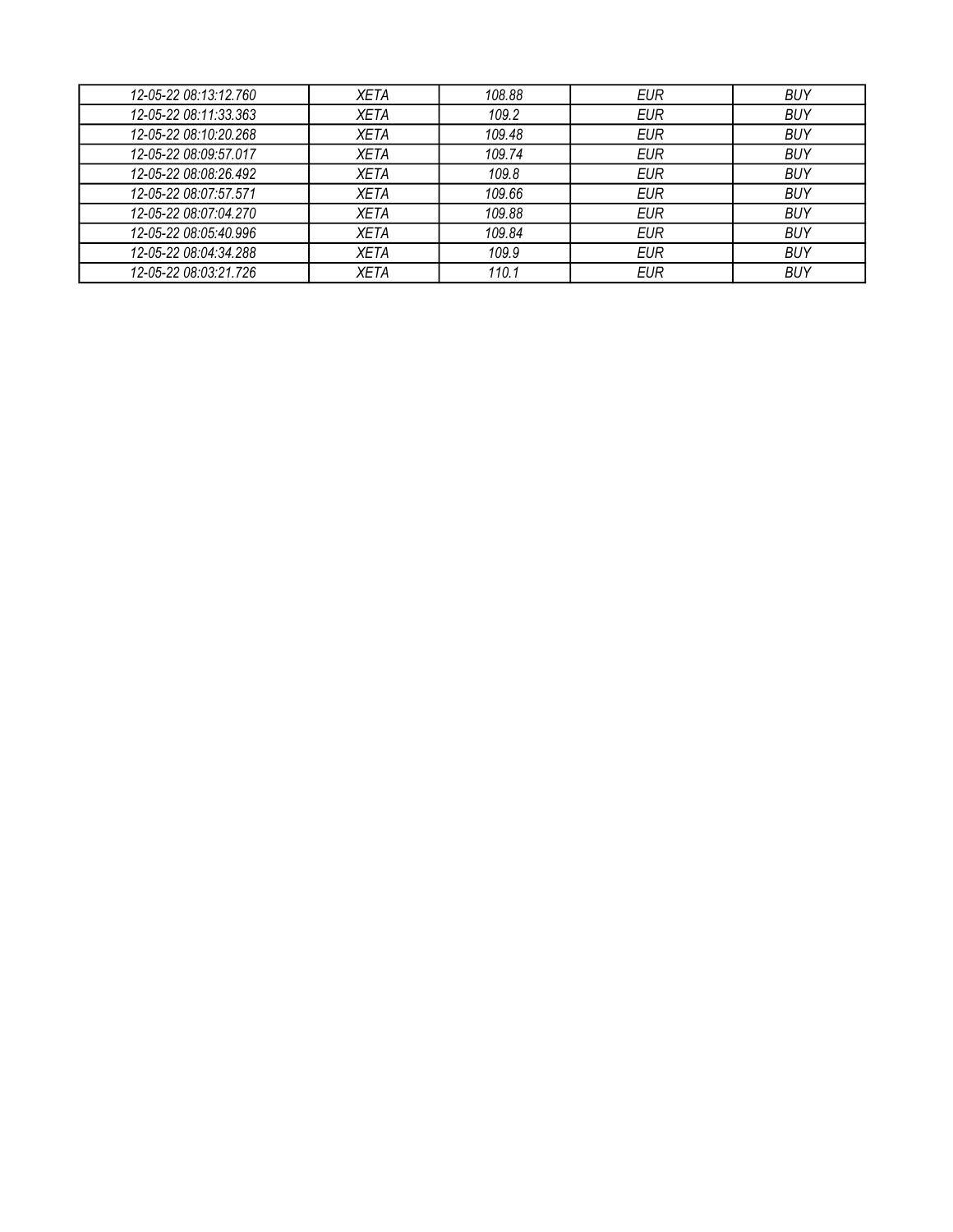| | | | | |
|---|---|---|---|---|
| *12-05-22 08:13:12.760* | *XETA* | *108.88* | *EUR* | *BUY* |
| *12-05-22 08:11:33.363* | *XETA* | *109.2* | *EUR* | *BUY* |
| *12-05-22 08:10:20.268* | *XETA* | *109.48* | *EUR* | *BUY* |
| *12-05-22 08:09:57.017* | *XETA* | *109.74* | *EUR* | *BUY* |
| *12-05-22 08:08:26.492* | *XETA* | *109.8* | *EUR* | *BUY* |
| *12-05-22 08:07:57.571* | *XETA* | *109.66* | *EUR* | *BUY* |
| *12-05-22 08:07:04.270* | *XETA* | *109.88* | *EUR* | *BUY* |
| *12-05-22 08:05:40.996* | *XETA* | *109.84* | *EUR* | *BUY* |
| *12-05-22 08:04:34.288* | *XETA* | *109.9* | *EUR* | *BUY* |
| *12-05-22 08:03:21.726* | *XETA* | *110.1* | *EUR* | *BUY* |